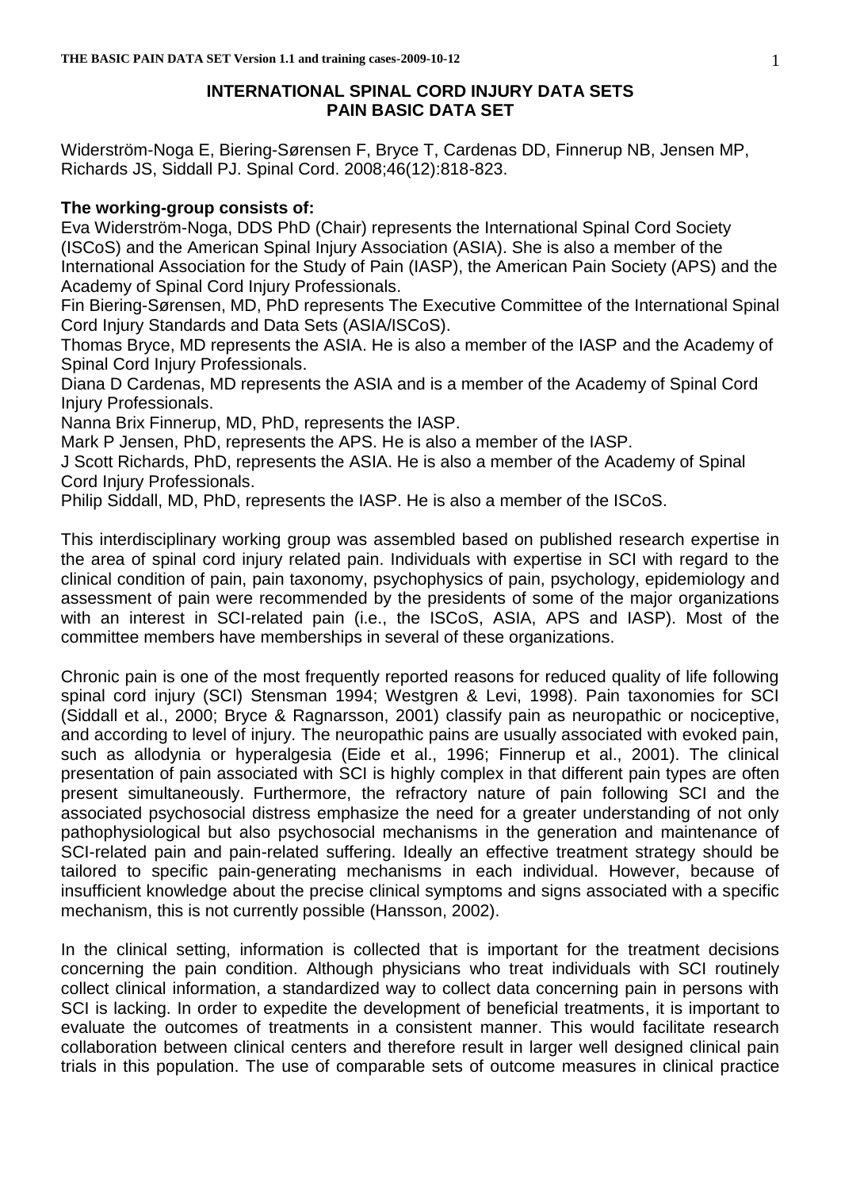# INTERNATIONAL SPINAL CORD INJURY DATA SETS
# PAIN BASIC DATA SET

Widerström-Noga E, Biering-Sørensen F, Bryce T, Cardenas DD, Finnerup NB, Jensen MP, Richards JS, Siddall PJ. Spinal Cord. 2008;46(12):818-823.

**The working-group consists of:**

Eva Widerström-Noga, DDS PhD (Chair) represents the International Spinal Cord Society (ISCoS) and the American Spinal Injury Association (ASIA). She is also a member of the International Association for the Study of Pain (IASP), the American Pain Society (APS) and the Academy of Spinal Cord Injury Professionals.

Fin Biering-Sørensen, MD, PhD represents The Executive Committee of the International Spinal Cord Injury Standards and Data Sets (ASIA/ISCoS).

Thomas Bryce, MD represents the ASIA. He is also a member of the IASP and the Academy of Spinal Cord Injury Professionals.

Diana D Cardenas, MD represents the ASIA and is a member of the Academy of Spinal Cord Injury Professionals.

Nanna Brix Finnerup, MD, PhD, represents the IASP.

Mark P Jensen, PhD, represents the APS. He is also a member of the IASP.

J Scott Richards, PhD, represents the ASIA. He is also a member of the Academy of Spinal Cord Injury Professionals.

Philip Siddall, MD, PhD, represents the IASP. He is also a member of the ISCoS.

This interdisciplinary working group was assembled based on published research expertise in the area of spinal cord injury related pain. Individuals with expertise in SCI with regard to the clinical condition of pain, pain taxonomy, psychophysics of pain, psychology, epidemiology and assessment of pain were recommended by the presidents of some of the major organizations with an interest in SCI-related pain (i.e., the ISCoS, ASIA, APS and IASP). Most of the committee members have memberships in several of these organizations.

Chronic pain is one of the most frequently reported reasons for reduced quality of life following spinal cord injury (SCI) Stensman 1994; Westgren & Levi, 1998). Pain taxonomies for SCI (Siddall et al., 2000; Bryce & Ragnarsson, 2001) classify pain as neuropathic or nociceptive, and according to level of injury. The neuropathic pains are usually associated with evoked pain, such as allodynia or hyperalgesia (Eide et al., 1996; Finnerup et al., 2001). The clinical presentation of pain associated with SCI is highly complex in that different pain types are often present simultaneously. Furthermore, the refractory nature of pain following SCI and the associated psychosocial distress emphasize the need for a greater understanding of not only pathophysiological but also psychosocial mechanisms in the generation and maintenance of SCI-related pain and pain-related suffering. Ideally an effective treatment strategy should be tailored to specific pain-generating mechanisms in each individual. However, because of insufficient knowledge about the precise clinical symptoms and signs associated with a specific mechanism, this is not currently possible (Hansson, 2002).

In the clinical setting, information is collected that is important for the treatment decisions concerning the pain condition. Although physicians who treat individuals with SCI routinely collect clinical information, a standardized way to collect data concerning pain in persons with SCI is lacking. In order to expedite the development of beneficial treatments, it is important to evaluate the outcomes of treatments in a consistent manner. This would facilitate research collaboration between clinical centers and therefore result in larger well designed clinical pain trials in this population. The use of comparable sets of outcome measures in clinical practice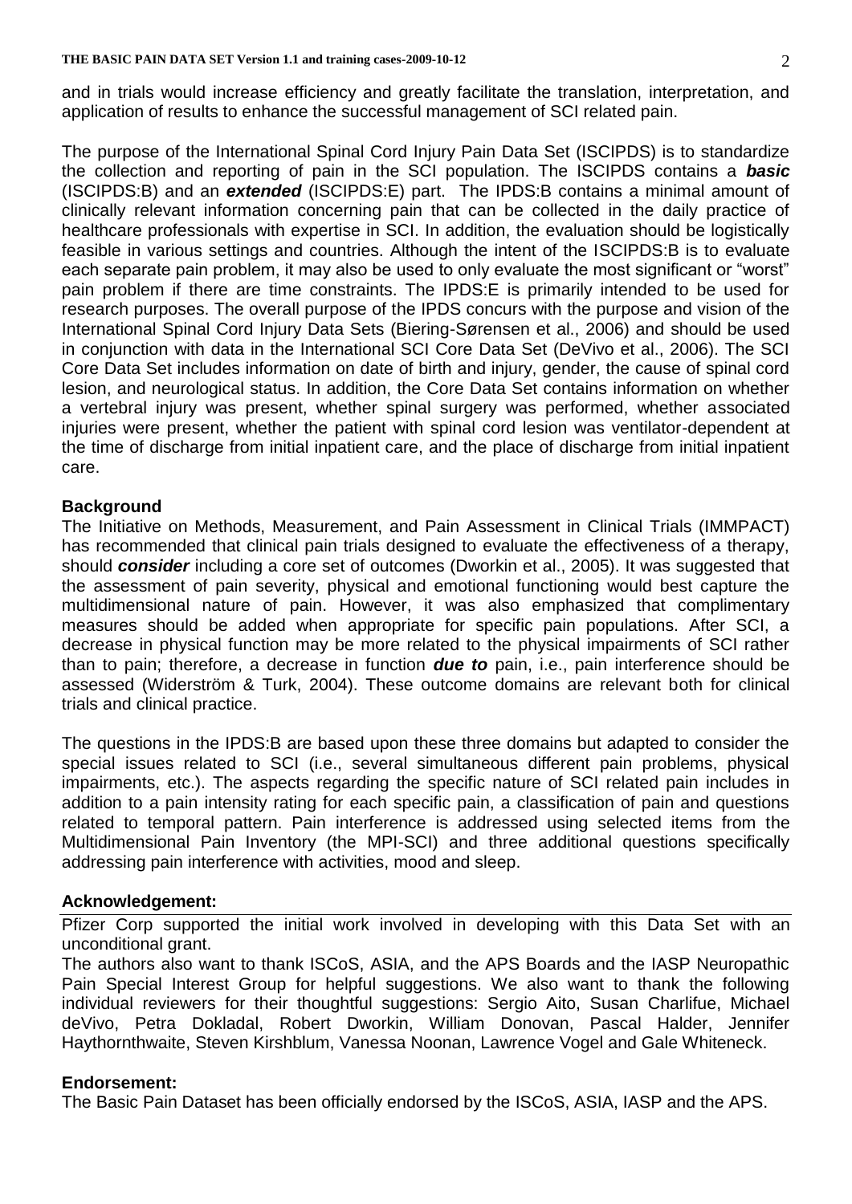and in trials would increase efficiency and greatly facilitate the translation, interpretation, and application of results to enhance the successful management of SCI related pain.

The purpose of the International Spinal Cord Injury Pain Data Set (ISCIPDS) is to standardize the collection and reporting of pain in the SCI population. The ISCIPDS contains a ***basic*** (ISCIPDS:B) and an ***extended*** (ISCIPDS:E) part. The IPDS:B contains a minimal amount of clinically relevant information concerning pain that can be collected in the daily practice of healthcare professionals with expertise in SCI. In addition, the evaluation should be logistically feasible in various settings and countries. Although the intent of the ISCIPDS:B is to evaluate each separate pain problem, it may also be used to only evaluate the most significant or "worst" pain problem if there are time constraints. The IPDS:E is primarily intended to be used for research purposes. The overall purpose of the IPDS concurs with the purpose and vision of the International Spinal Cord Injury Data Sets (Biering-Sørensen et al., 2006) and should be used in conjunction with data in the International SCI Core Data Set (DeVivo et al., 2006). The SCI Core Data Set includes information on date of birth and injury, gender, the cause of spinal cord lesion, and neurological status. In addition, the Core Data Set contains information on whether a vertebral injury was present, whether spinal surgery was performed, whether associated injuries were present, whether the patient with spinal cord lesion was ventilator-dependent at the time of discharge from initial inpatient care, and the place of discharge from initial inpatient care.

**Background**

The Initiative on Methods, Measurement, and Pain Assessment in Clinical Trials (IMMPACT) has recommended that clinical pain trials designed to evaluate the effectiveness of a therapy, should ***consider*** including a core set of outcomes (Dworkin et al., 2005). It was suggested that the assessment of pain severity, physical and emotional functioning would best capture the multidimensional nature of pain. However, it was also emphasized that complimentary measures should be added when appropriate for specific pain populations. After SCI, a decrease in physical function may be more related to the physical impairments of SCI rather than to pain; therefore, a decrease in function ***due to*** pain, i.e., pain interference should be assessed (Widerström & Turk, 2004). These outcome domains are relevant both for clinical trials and clinical practice.

The questions in the IPDS:B are based upon these three domains but adapted to consider the special issues related to SCI (i.e., several simultaneous different pain problems, physical impairments, etc.). The aspects regarding the specific nature of SCI related pain includes in addition to a pain intensity rating for each specific pain, a classification of pain and questions related to temporal pattern. Pain interference is addressed using selected items from the Multidimensional Pain Inventory (the MPI-SCI) and three additional questions specifically addressing pain interference with activities, mood and sleep.

**Acknowledgement:**

Pfizer Corp supported the initial work involved in developing with this Data Set with an unconditional grant.

The authors also want to thank ISCoS, ASIA, and the APS Boards and the IASP Neuropathic Pain Special Interest Group for helpful suggestions. We also want to thank the following individual reviewers for their thoughtful suggestions: Sergio Aito, Susan Charlifue, Michael deVivo, Petra Dokladal, Robert Dworkin, William Donovan, Pascal Halder, Jennifer Haythornthwaite, Steven Kirshblum, Vanessa Noonan, Lawrence Vogel and Gale Whiteneck.

**Endorsement:**

The Basic Pain Dataset has been officially endorsed by the ISCoS, ASIA, IASP and the APS.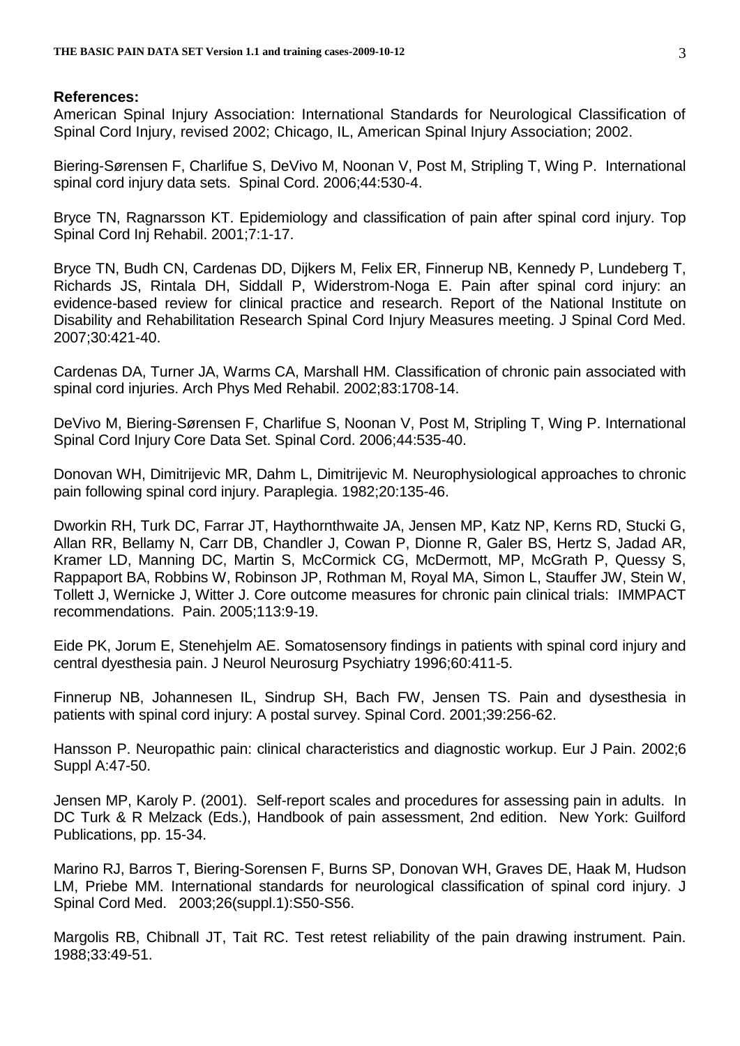**References:**

American Spinal Injury Association: International Standards for Neurological Classification of Spinal Cord Injury, revised 2002; Chicago, IL, American Spinal Injury Association; 2002.

Biering-Sørensen F, Charlifue S, DeVivo M, Noonan V, Post M, Stripling T, Wing P. International spinal cord injury data sets. Spinal Cord. 2006;44:530-4.

Bryce TN, Ragnarsson KT. Epidemiology and classification of pain after spinal cord injury. Top Spinal Cord Inj Rehabil. 2001;7:1-17.

Bryce TN, Budh CN, Cardenas DD, Dijkers M, Felix ER, Finnerup NB, Kennedy P, Lundeberg T, Richards JS, Rintala DH, Siddall P, Widerstrom-Noga E. Pain after spinal cord injury: an evidence-based review for clinical practice and research. Report of the National Institute on Disability and Rehabilitation Research Spinal Cord Injury Measures meeting. J Spinal Cord Med. 2007;30:421-40.

Cardenas DA, Turner JA, Warms CA, Marshall HM. Classification of chronic pain associated with spinal cord injuries. Arch Phys Med Rehabil. 2002;83:1708-14.

DeVivo M, Biering-Sørensen F, Charlifue S, Noonan V, Post M, Stripling T, Wing P. International Spinal Cord Injury Core Data Set. Spinal Cord. 2006;44:535-40.

Donovan WH, Dimitrijevic MR, Dahm L, Dimitrijevic M. Neurophysiological approaches to chronic pain following spinal cord injury. Paraplegia. 1982;20:135-46.

Dworkin RH, Turk DC, Farrar JT, Haythornthwaite JA, Jensen MP, Katz NP, Kerns RD, Stucki G, Allan RR, Bellamy N, Carr DB, Chandler J, Cowan P, Dionne R, Galer BS, Hertz S, Jadad AR, Kramer LD, Manning DC, Martin S, McCormick CG, McDermott, MP, McGrath P, Quessy S, Rappaport BA, Robbins W, Robinson JP, Rothman M, Royal MA, Simon L, Stauffer JW, Stein W, Tollett J, Wernicke J, Witter J. Core outcome measures for chronic pain clinical trials: IMMPACT recommendations. Pain. 2005;113:9-19.

Eide PK, Jorum E, Stenehjelm AE. Somatosensory findings in patients with spinal cord injury and central dyesthesia pain. J Neurol Neurosurg Psychiatry 1996;60:411-5.

Finnerup NB, Johannesen IL, Sindrup SH, Bach FW, Jensen TS. Pain and dysesthesia in patients with spinal cord injury: A postal survey. Spinal Cord. 2001;39:256-62.

Hansson P. Neuropathic pain: clinical characteristics and diagnostic workup. Eur J Pain. 2002;6 Suppl A:47-50.

Jensen MP, Karoly P. (2001). Self-report scales and procedures for assessing pain in adults. In DC Turk & R Melzack (Eds.), Handbook of pain assessment, 2nd edition. New York: Guilford Publications, pp. 15-34.

Marino RJ, Barros T, Biering-Sorensen F, Burns SP, Donovan WH, Graves DE, Haak M, Hudson LM, Priebe MM. International standards for neurological classification of spinal cord injury. J Spinal Cord Med. 2003;26(suppl.1):S50-S56.

Margolis RB, Chibnall JT, Tait RC. Test retest reliability of the pain drawing instrument. Pain. 1988;33:49-51.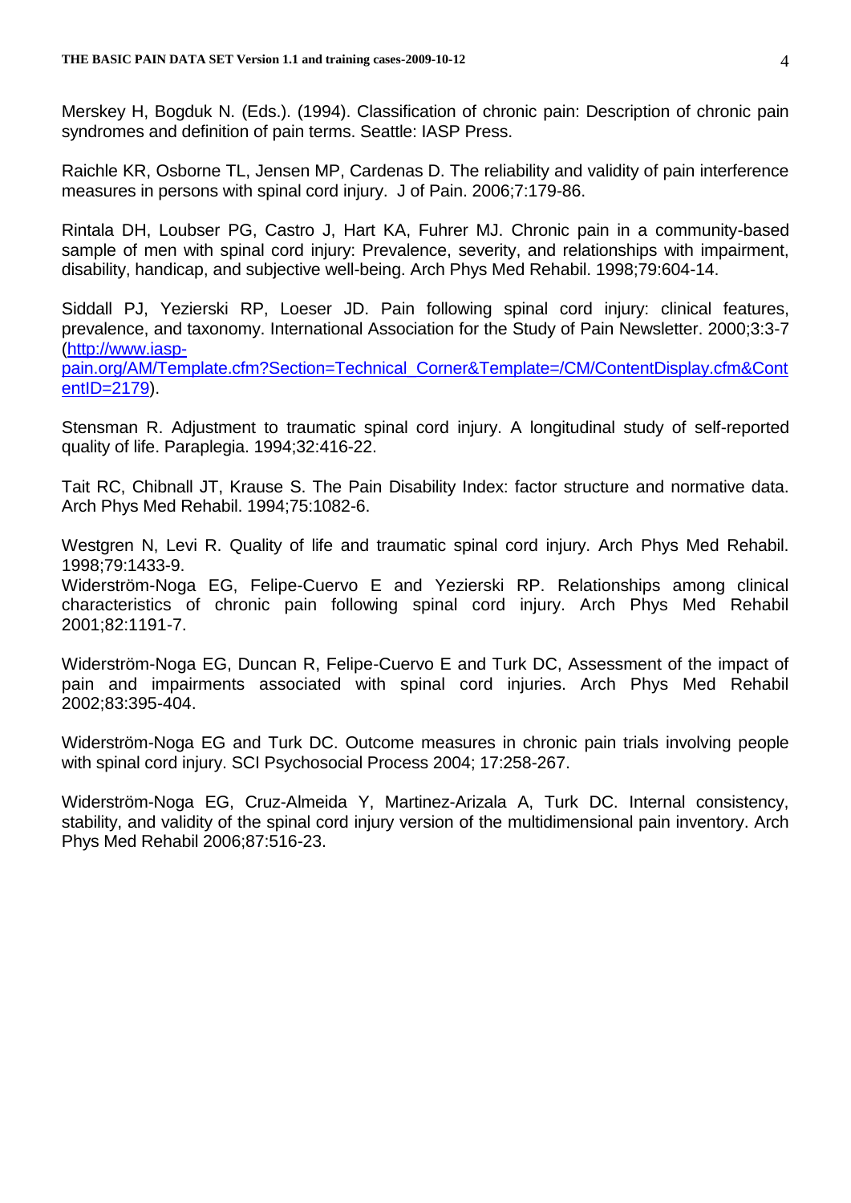Merskey H, Bogduk N. (Eds.). (1994). Classification of chronic pain: Description of chronic pain syndromes and definition of pain terms. Seattle: IASP Press.

Raichle KR, Osborne TL, Jensen MP, Cardenas D. The reliability and validity of pain interference measures in persons with spinal cord injury. J of Pain. 2006;7:179-86.

Rintala DH, Loubser PG, Castro J, Hart KA, Fuhrer MJ. Chronic pain in a community-based sample of men with spinal cord injury: Prevalence, severity, and relationships with impairment, disability, handicap, and subjective well-being. Arch Phys Med Rehabil. 1998;79:604-14.

Siddall PJ, Yezierski RP, Loeser JD. Pain following spinal cord injury: clinical features, prevalence, and taxonomy. International Association for the Study of Pain Newsletter. 2000;3:3-7 (http://www.iasp-pain.org/AM/Template.cfm?Section=Technical_Corner&Template=/CM/ContentDisplay.cfm&ContentID=2179).

Stensman R. Adjustment to traumatic spinal cord injury. A longitudinal study of self-reported quality of life. Paraplegia. 1994;32:416-22.

Tait RC, Chibnall JT, Krause S. The Pain Disability Index: factor structure and normative data. Arch Phys Med Rehabil. 1994;75:1082-6.

Westgren N, Levi R. Quality of life and traumatic spinal cord injury. Arch Phys Med Rehabil. 1998;79:1433-9.

Widerström-Noga EG, Felipe-Cuervo E and Yezierski RP. Relationships among clinical characteristics of chronic pain following spinal cord injury. Arch Phys Med Rehabil 2001;82:1191-7.

Widerström-Noga EG, Duncan R, Felipe-Cuervo E and Turk DC, Assessment of the impact of pain and impairments associated with spinal cord injuries. Arch Phys Med Rehabil 2002;83:395-404.

Widerström-Noga EG and Turk DC. Outcome measures in chronic pain trials involving people with spinal cord injury. SCI Psychosocial Process 2004; 17:258-267.

Widerström-Noga EG, Cruz-Almeida Y, Martinez-Arizala A, Turk DC. Internal consistency, stability, and validity of the spinal cord injury version of the multidimensional pain inventory. Arch Phys Med Rehabil 2006;87:516-23.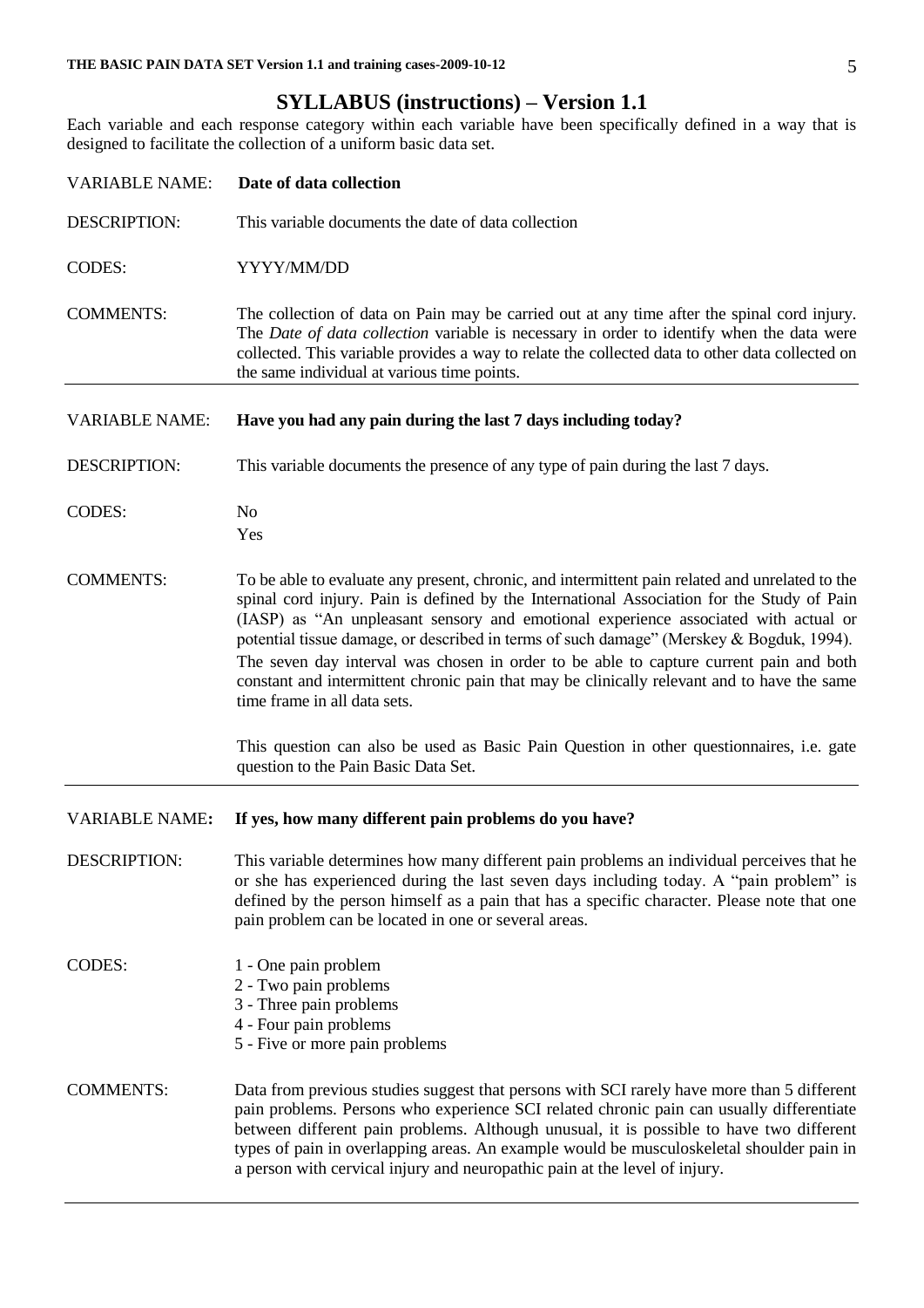## SYLLABUS (instructions) – Version 1.1

Each variable and each response category within each variable have been specifically defined in a way that is designed to facilitate the collection of a uniform basic data set.

VARIABLE NAME: **Date of data collection**

DESCRIPTION: This variable documents the date of data collection

CODES: YYYY/MM/DD

COMMENTS: The collection of data on Pain may be carried out at any time after the spinal cord injury. The *Date of data collection* variable is necessary in order to identify when the data were collected. This variable provides a way to relate the collected data to other data collected on the same individual at various time points.

---

VARIABLE NAME: **Have you had any pain during the last 7 days including today?**

DESCRIPTION: This variable documents the presence of any type of pain during the last 7 days.

CODES: No
Yes

COMMENTS: To be able to evaluate any present, chronic, and intermittent pain related and unrelated to the spinal cord injury. Pain is defined by the International Association for the Study of Pain (IASP) as "An unpleasant sensory and emotional experience associated with actual or potential tissue damage, or described in terms of such damage" (Merskey & Bogduk, 1994). The seven day interval was chosen in order to be able to capture current pain and both constant and intermittent chronic pain that may be clinically relevant and to have the same time frame in all data sets.

This question can also be used as Basic Pain Question in other questionnaires, i.e. gate question to the Pain Basic Data Set.

---

VARIABLE NAME**:** **If yes, how many different pain problems do you have?**

DESCRIPTION: This variable determines how many different pain problems an individual perceives that he or she has experienced during the last seven days including today. A "pain problem" is defined by the person himself as a pain that has a specific character. Please note that one pain problem can be located in one or several areas.

CODES:
1 - One pain problem
2 - Two pain problems
3 - Three pain problems
4 - Four pain problems
5 - Five or more pain problems

COMMENTS: Data from previous studies suggest that persons with SCI rarely have more than 5 different pain problems. Persons who experience SCI related chronic pain can usually differentiate between different pain problems. Although unusual, it is possible to have two different types of pain in overlapping areas. An example would be musculoskeletal shoulder pain in a person with cervical injury and neuropathic pain at the level of injury.

---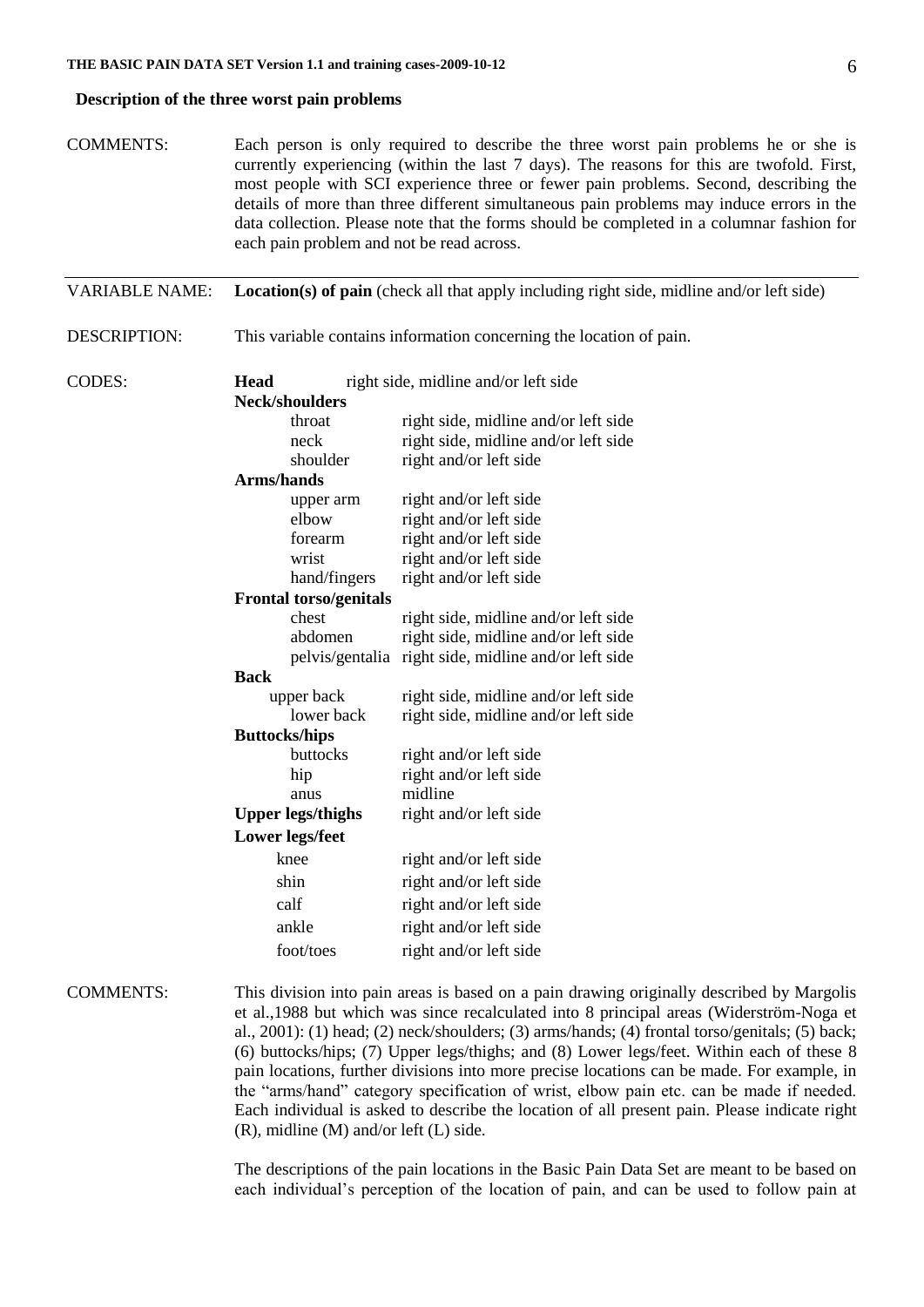## Description of the three worst pain problems

COMMENTS: Each person is only required to describe the three worst pain problems he or she is currently experiencing (within the last 7 days). The reasons for this are twofold. First, most people with SCI experience three or fewer pain problems. Second, describing the details of more than three different simultaneous pain problems may induce errors in the data collection. Please note that the forms should be completed in a columnar fashion for each pain problem and not be read across.

---

VARIABLE NAME: **Location(s) of pain** (check all that apply including right side, midline and/or left side)

DESCRIPTION: This variable contains information concerning the location of pain.

CODES:

| | |
|---|---|
| **Head** | right side, midline and/or left side |
| **Neck/shoulders** | |
| throat | right side, midline and/or left side |
| neck | right side, midline and/or left side |
| shoulder | right and/or left side |
| **Arms/hands** | |
| upper arm | right and/or left side |
| elbow | right and/or left side |
| forearm | right and/or left side |
| wrist | right and/or left side |
| hand/fingers | right and/or left side |
| **Frontal torso/genitals** | |
| chest | right side, midline and/or left side |
| abdomen | right side, midline and/or left side |
| pelvis/gentalia | right side, midline and/or left side |
| **Back** | |
| upper back | right side, midline and/or left side |
| lower back | right side, midline and/or left side |
| **Buttocks/hips** | |
| buttocks | right and/or left side |
| hip | right and/or left side |
| anus | midline |
| **Upper legs/thighs** | right and/or left side |
| **Lower legs/feet** | |
| knee | right and/or left side |
| shin | right and/or left side |
| calf | right and/or left side |
| ankle | right and/or left side |
| foot/toes | right and/or left side |

COMMENTS: This division into pain areas is based on a pain drawing originally described by Margolis et al.,1988 but which was since recalculated into 8 principal areas (Widerström-Noga et al., 2001): (1) head; (2) neck/shoulders; (3) arms/hands; (4) frontal torso/genitals; (5) back; (6) buttocks/hips; (7) Upper legs/thighs; and (8) Lower legs/feet. Within each of these 8 pain locations, further divisions into more precise locations can be made. For example, in the "arms/hand" category specification of wrist, elbow pain etc. can be made if needed. Each individual is asked to describe the location of all present pain. Please indicate right (R), midline (M) and/or left (L) side.

The descriptions of the pain locations in the Basic Pain Data Set are meant to be based on each individual's perception of the location of pain, and can be used to follow pain at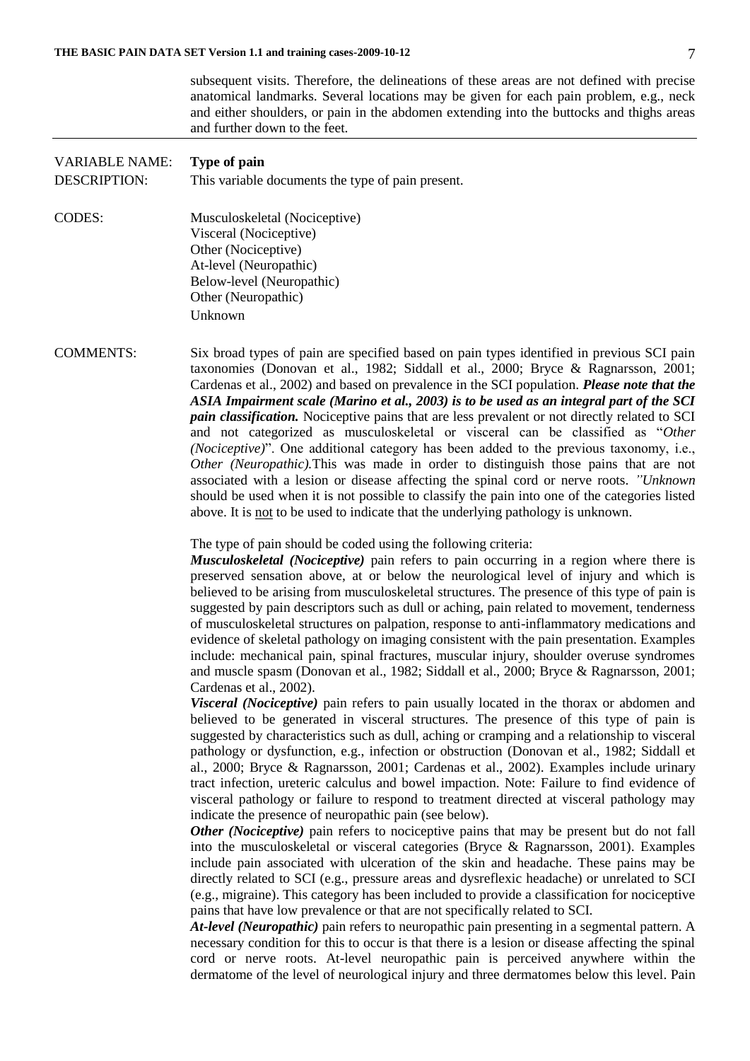subsequent visits. Therefore, the delineations of these areas are not defined with precise anatomical landmarks. Several locations may be given for each pain problem, e.g., neck and either shoulders, or pain in the abdomen extending into the buttocks and thighs areas and further down to the feet.

---

VARIABLE NAME: **Type of pain**

DESCRIPTION: This variable documents the type of pain present.

CODES:
Musculoskeletal (Nociceptive)
Visceral (Nociceptive)
Other (Nociceptive)
At-level (Neuropathic)
Below-level (Neuropathic)
Other (Neuropathic)
Unknown

COMMENTS: Six broad types of pain are specified based on pain types identified in previous SCI pain taxonomies (Donovan et al., 1982; Siddall et al., 2000; Bryce & Ragnarsson, 2001; Cardenas et al., 2002) and based on prevalence in the SCI population. ***Please note that the ASIA Impairment scale (Marino et al., 2003) is to be used as an integral part of the SCI pain classification.*** Nociceptive pains that are less prevalent or not directly related to SCI and not categorized as musculoskeletal or visceral can be classified as "*Other (Nociceptive)*". One additional category has been added to the previous taxonomy, i.e., *Other (Neuropathic).*This was made in order to distinguish those pains that are not associated with a lesion or disease affecting the spinal cord or nerve roots. *"Unknown* should be used when it is not possible to classify the pain into one of the categories listed above. It is not to be used to indicate that the underlying pathology is unknown.

The type of pain should be coded using the following criteria:

***Musculoskeletal (Nociceptive)*** pain refers to pain occurring in a region where there is preserved sensation above, at or below the neurological level of injury and which is believed to be arising from musculoskeletal structures. The presence of this type of pain is suggested by pain descriptors such as dull or aching, pain related to movement, tenderness of musculoskeletal structures on palpation, response to anti-inflammatory medications and evidence of skeletal pathology on imaging consistent with the pain presentation. Examples include: mechanical pain, spinal fractures, muscular injury, shoulder overuse syndromes and muscle spasm (Donovan et al., 1982; Siddall et al., 2000; Bryce & Ragnarsson, 2001; Cardenas et al., 2002).

***Visceral (Nociceptive)*** pain refers to pain usually located in the thorax or abdomen and believed to be generated in visceral structures. The presence of this type of pain is suggested by characteristics such as dull, aching or cramping and a relationship to visceral pathology or dysfunction, e.g., infection or obstruction (Donovan et al., 1982; Siddall et al., 2000; Bryce & Ragnarsson, 2001; Cardenas et al., 2002). Examples include urinary tract infection, ureteric calculus and bowel impaction. Note: Failure to find evidence of visceral pathology or failure to respond to treatment directed at visceral pathology may indicate the presence of neuropathic pain (see below).

***Other (Nociceptive)*** pain refers to nociceptive pains that may be present but do not fall into the musculoskeletal or visceral categories (Bryce & Ragnarsson, 2001). Examples include pain associated with ulceration of the skin and headache. These pains may be directly related to SCI (e.g., pressure areas and dysreflexic headache) or unrelated to SCI (e.g., migraine). This category has been included to provide a classification for nociceptive pains that have low prevalence or that are not specifically related to SCI.

***At-level (Neuropathic)*** pain refers to neuropathic pain presenting in a segmental pattern. A necessary condition for this to occur is that there is a lesion or disease affecting the spinal cord or nerve roots. At-level neuropathic pain is perceived anywhere within the dermatome of the level of neurological injury and three dermatomes below this level. Pain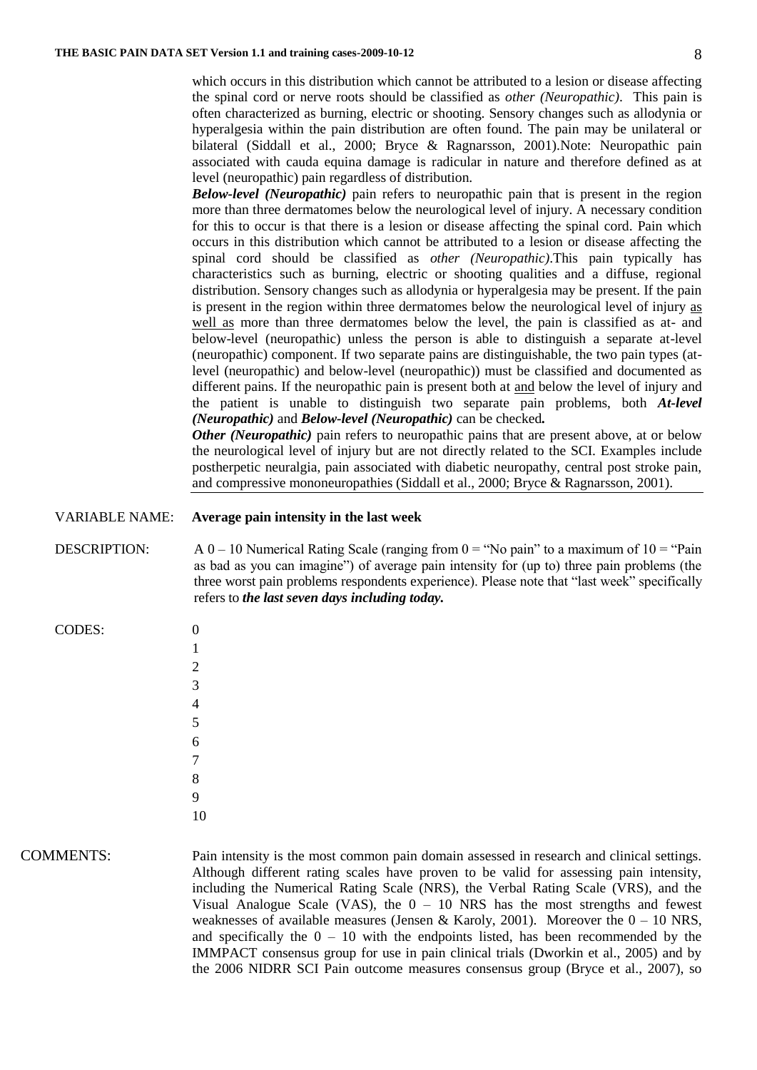which occurs in this distribution which cannot be attributed to a lesion or disease affecting the spinal cord or nerve roots should be classified as *other (Neuropathic)*. This pain is often characterized as burning, electric or shooting. Sensory changes such as allodynia or hyperalgesia within the pain distribution are often found. The pain may be unilateral or bilateral (Siddall et al., 2000; Bryce & Ragnarsson, 2001).Note: Neuropathic pain associated with cauda equina damage is radicular in nature and therefore defined as at level (neuropathic) pain regardless of distribution.

***Below-level (Neuropathic)*** pain refers to neuropathic pain that is present in the region more than three dermatomes below the neurological level of injury. A necessary condition for this to occur is that there is a lesion or disease affecting the spinal cord. Pain which occurs in this distribution which cannot be attributed to a lesion or disease affecting the spinal cord should be classified as *other (Neuropathic)*.This pain typically has characteristics such as burning, electric or shooting qualities and a diffuse, regional distribution. Sensory changes such as allodynia or hyperalgesia may be present. If the pain is present in the region within three dermatomes below the neurological level of injury as well as more than three dermatomes below the level, the pain is classified as at- and below-level (neuropathic) unless the person is able to distinguish a separate at-level (neuropathic) component. If two separate pains are distinguishable, the two pain types (at-level (neuropathic) and below-level (neuropathic)) must be classified and documented as different pains. If the neuropathic pain is present both at and below the level of injury and the patient is unable to distinguish two separate pain problems, both ***At-level (Neuropathic)*** and ***Below-level (Neuropathic)*** can be checked***.***

***Other (Neuropathic)*** pain refers to neuropathic pains that are present above, at or below the neurological level of injury but are not directly related to the SCI. Examples include postherpetic neuralgia, pain associated with diabetic neuropathy, central post stroke pain, and compressive mononeuropathies (Siddall et al., 2000; Bryce & Ragnarsson, 2001).

VARIABLE NAME: **Average pain intensity in the last week**

DESCRIPTION: A 0 – 10 Numerical Rating Scale (ranging from 0 = "No pain" to a maximum of 10 = "Pain as bad as you can imagine") of average pain intensity for (up to) three pain problems (the three worst pain problems respondents experience). Please note that "last week" specifically refers to ***the last seven days including today.***

CODES:

0
1
2
3
4
5
6
7
8
9
10

COMMENTS: Pain intensity is the most common pain domain assessed in research and clinical settings. Although different rating scales have proven to be valid for assessing pain intensity, including the Numerical Rating Scale (NRS), the Verbal Rating Scale (VRS), and the Visual Analogue Scale (VAS), the 0 – 10 NRS has the most strengths and fewest weaknesses of available measures (Jensen & Karoly, 2001). Moreover the 0 – 10 NRS, and specifically the 0 – 10 with the endpoints listed, has been recommended by the IMMPACT consensus group for use in pain clinical trials (Dworkin et al., 2005) and by the 2006 NIDRR SCI Pain outcome measures consensus group (Bryce et al., 2007), so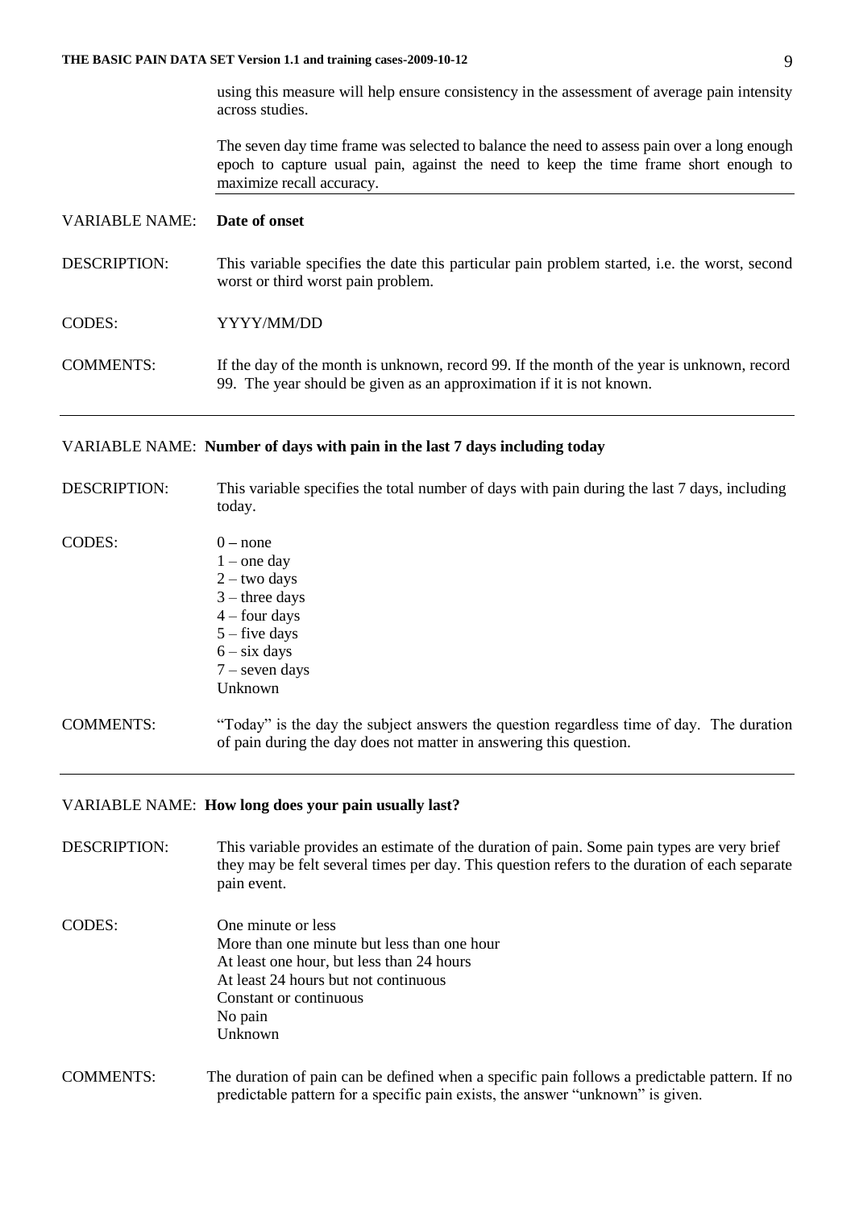using this measure will help ensure consistency in the assessment of average pain intensity across studies.

The seven day time frame was selected to balance the need to assess pain over a long enough epoch to capture usual pain, against the need to keep the time frame short enough to maximize recall accuracy.

---

VARIABLE NAME: **Date of onset**

DESCRIPTION: This variable specifies the date this particular pain problem started, i.e. the worst, second worst or third worst pain problem.

CODES: YYYY/MM/DD

COMMENTS: If the day of the month is unknown, record 99. If the month of the year is unknown, record 99. The year should be given as an approximation if it is not known.

---

VARIABLE NAME: **Number of days with pain in the last 7 days including today**

DESCRIPTION: This variable specifies the total number of days with pain during the last 7 days, including today.

CODES:
0 – none
1 – one day
2 – two days
3 – three days
4 – four days
5 – five days
6 – six days
7 – seven days
Unknown

COMMENTS: "Today" is the day the subject answers the question regardless time of day. The duration of pain during the day does not matter in answering this question.

---

VARIABLE NAME: **How long does your pain usually last?**

DESCRIPTION: This variable provides an estimate of the duration of pain. Some pain types are very brief they may be felt several times per day. This question refers to the duration of each separate pain event.

CODES:
One minute or less
More than one minute but less than one hour
At least one hour, but less than 24 hours
At least 24 hours but not continuous
Constant or continuous
No pain
Unknown

COMMENTS: The duration of pain can be defined when a specific pain follows a predictable pattern. If no predictable pattern for a specific pain exists, the answer "unknown" is given.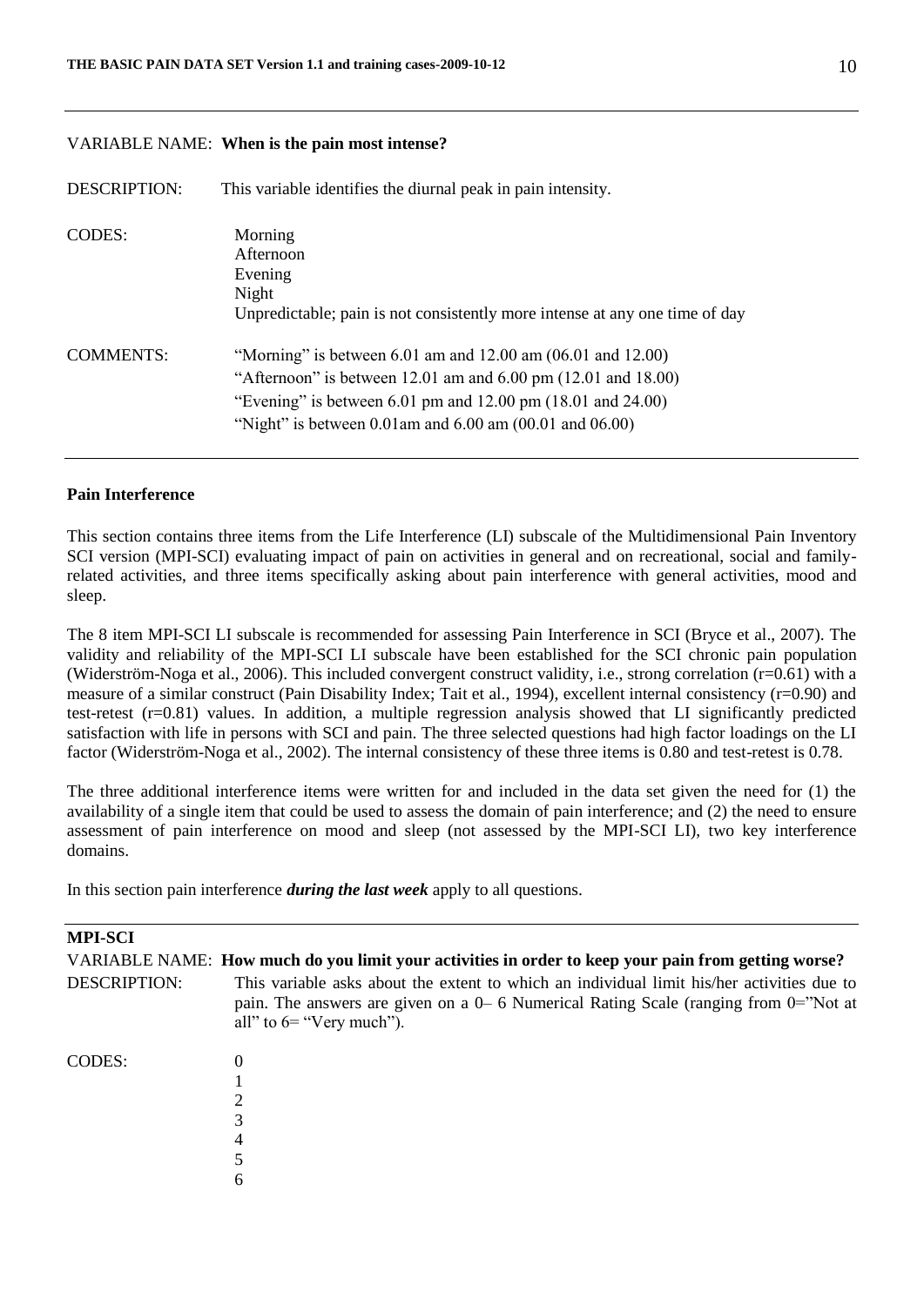VARIABLE NAME: **When is the pain most intense?**

DESCRIPTION: This variable identifies the diurnal peak in pain intensity.

CODES:
Morning
Afternoon
Evening
Night
Unpredictable; pain is not consistently more intense at any one time of day

COMMENTS:
"Morning" is between 6.01 am and 12.00 am (06.01 and 12.00)
"Afternoon" is between 12.01 am and 6.00 pm (12.01 and 18.00)
"Evening" is between 6.01 pm and 12.00 pm (18.01 and 24.00)
"Night" is between 0.01am and 6.00 am (00.01 and 06.00)

---

**Pain Interference**

This section contains three items from the Life Interference (LI) subscale of the Multidimensional Pain Inventory SCI version (MPI-SCI) evaluating impact of pain on activities in general and on recreational, social and family-related activities, and three items specifically asking about pain interference with general activities, mood and sleep.

The 8 item MPI-SCI LI subscale is recommended for assessing Pain Interference in SCI (Bryce et al., 2007). The validity and reliability of the MPI-SCI LI subscale have been established for the SCI chronic pain population (Widerström-Noga et al., 2006). This included convergent construct validity, i.e., strong correlation (r=0.61) with a measure of a similar construct (Pain Disability Index; Tait et al., 1994), excellent internal consistency (r=0.90) and test-retest (r=0.81) values. In addition, a multiple regression analysis showed that LI significantly predicted satisfaction with life in persons with SCI and pain. The three selected questions had high factor loadings on the LI factor (Widerström-Noga et al., 2002). The internal consistency of these three items is 0.80 and test-retest is 0.78.

The three additional interference items were written for and included in the data set given the need for (1) the availability of a single item that could be used to assess the domain of pain interference; and (2) the need to ensure assessment of pain interference on mood and sleep (not assessed by the MPI-SCI LI), two key interference domains.

In this section pain interference ***during the last week*** apply to all questions.

---

**MPI-SCI**

VARIABLE NAME: **How much do you limit your activities in order to keep your pain from getting worse?**

DESCRIPTION: This variable asks about the extent to which an individual limit his/her activities due to pain. The answers are given on a 0– 6 Numerical Rating Scale (ranging from 0="Not at all" to 6= "Very much").

CODES:
0
1
2
3
4
5
6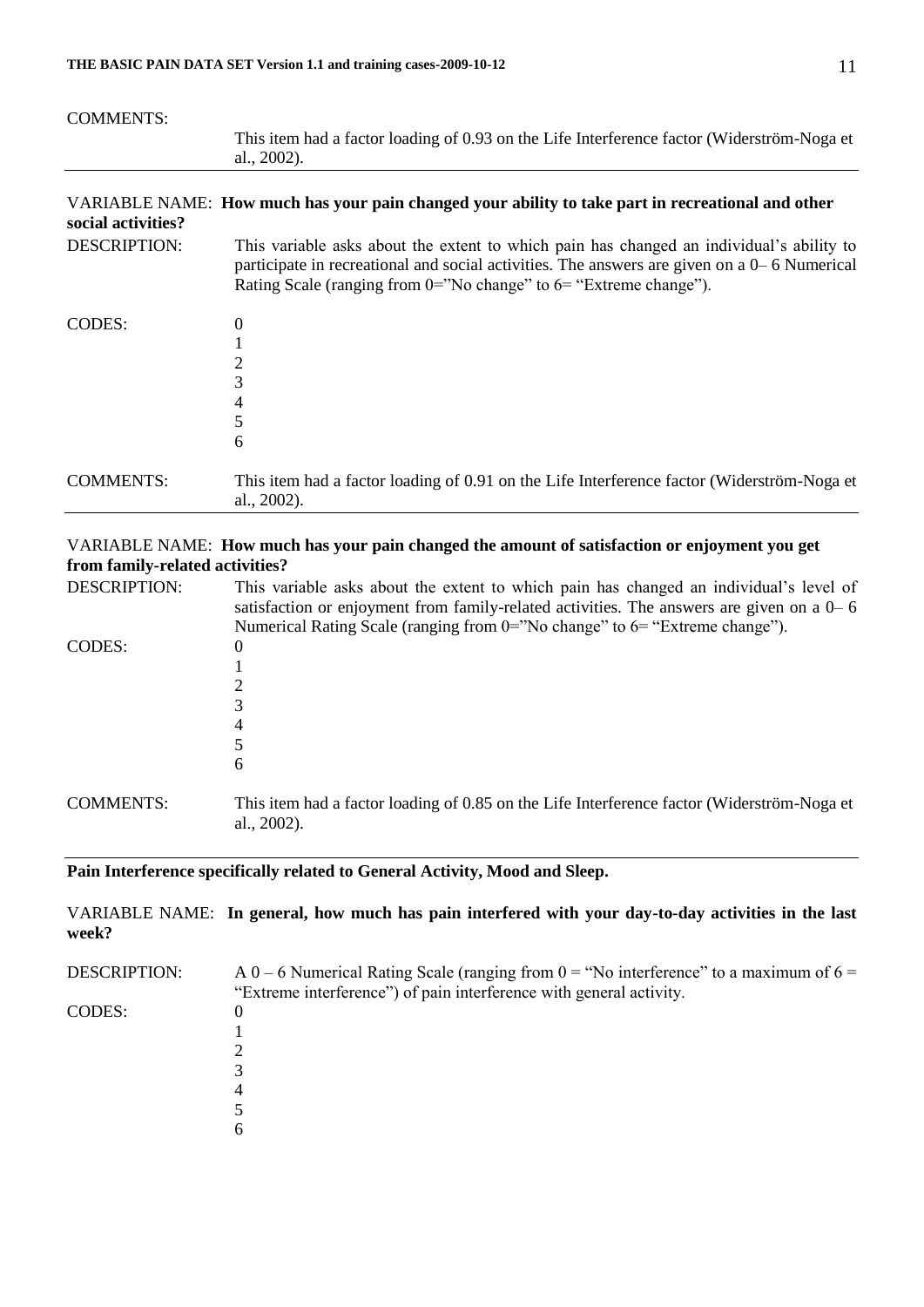COMMENTS: This item had a factor loading of 0.93 on the Life Interference factor (Widerström-Noga et al., 2002).

---

VARIABLE NAME: **How much has your pain changed your ability to take part in recreational and other social activities?**

DESCRIPTION: This variable asks about the extent to which pain has changed an individual's ability to participate in recreational and social activities. The answers are given on a 0– 6 Numerical Rating Scale (ranging from 0="No change" to 6= "Extreme change").

CODES:
0
1
2
3
4
5
6

COMMENTS: This item had a factor loading of 0.91 on the Life Interference factor (Widerström-Noga et al., 2002).

---

VARIABLE NAME: **How much has your pain changed the amount of satisfaction or enjoyment you get from family-related activities?**

DESCRIPTION: This variable asks about the extent to which pain has changed an individual's level of satisfaction or enjoyment from family-related activities. The answers are given on a 0– 6 Numerical Rating Scale (ranging from 0="No change" to 6= "Extreme change").

CODES:
0
1
2
3
4
5
6

COMMENTS: This item had a factor loading of 0.85 on the Life Interference factor (Widerström-Noga et al., 2002).

---

**Pain Interference specifically related to General Activity, Mood and Sleep.**

VARIABLE NAME: **In general, how much has pain interfered with your day-to-day activities in the last week?**

DESCRIPTION: A 0 – 6 Numerical Rating Scale (ranging from 0 = "No interference" to a maximum of 6 = "Extreme interference") of pain interference with general activity.

CODES:
0
1
2
3
4
5
6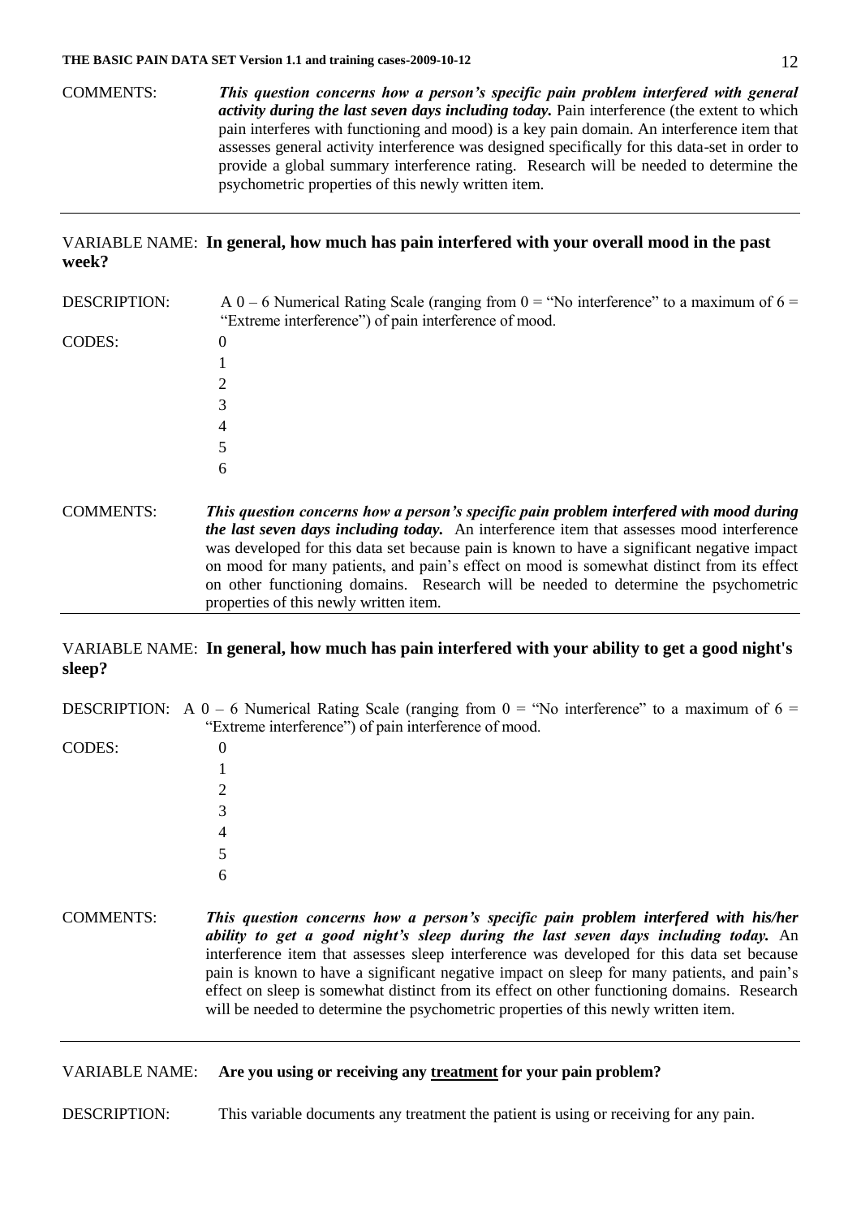COMMENTS: ***This question concerns how a person's specific pain problem interfered with general activity during the last seven days including today.*** Pain interference (the extent to which pain interferes with functioning and mood) is a key pain domain. An interference item that assesses general activity interference was designed specifically for this data-set in order to provide a global summary interference rating. Research will be needed to determine the psychometric properties of this newly written item.

---

VARIABLE NAME: **In general, how much has pain interfered with your overall mood in the past week?**

DESCRIPTION: A 0 – 6 Numerical Rating Scale (ranging from 0 = "No interference" to a maximum of 6 = "Extreme interference") of pain interference of mood.

CODES:
0
1
2
3
4
5
6

COMMENTS: ***This question concerns how a person's specific pain problem interfered with mood during the last seven days including today.*** An interference item that assesses mood interference was developed for this data set because pain is known to have a significant negative impact on mood for many patients, and pain's effect on mood is somewhat distinct from its effect on other functioning domains. Research will be needed to determine the psychometric properties of this newly written item.

---

VARIABLE NAME: **In general, how much has pain interfered with your ability to get a good night's sleep?**

DESCRIPTION: A 0 – 6 Numerical Rating Scale (ranging from 0 = "No interference" to a maximum of 6 = "Extreme interference") of pain interference of mood.

CODES:
0
1
2
3
4
5
6

COMMENTS: ***This question concerns how a person's specific pain problem interfered with his/her ability to get a good night's sleep during the last seven days including today.*** An interference item that assesses sleep interference was developed for this data set because pain is known to have a significant negative impact on sleep for many patients, and pain's effect on sleep is somewhat distinct from its effect on other functioning domains. Research will be needed to determine the psychometric properties of this newly written item.

---

VARIABLE NAME: **Are you using or receiving any <u>treatment</u> for your pain problem?**

DESCRIPTION: This variable documents any treatment the patient is using or receiving for any pain.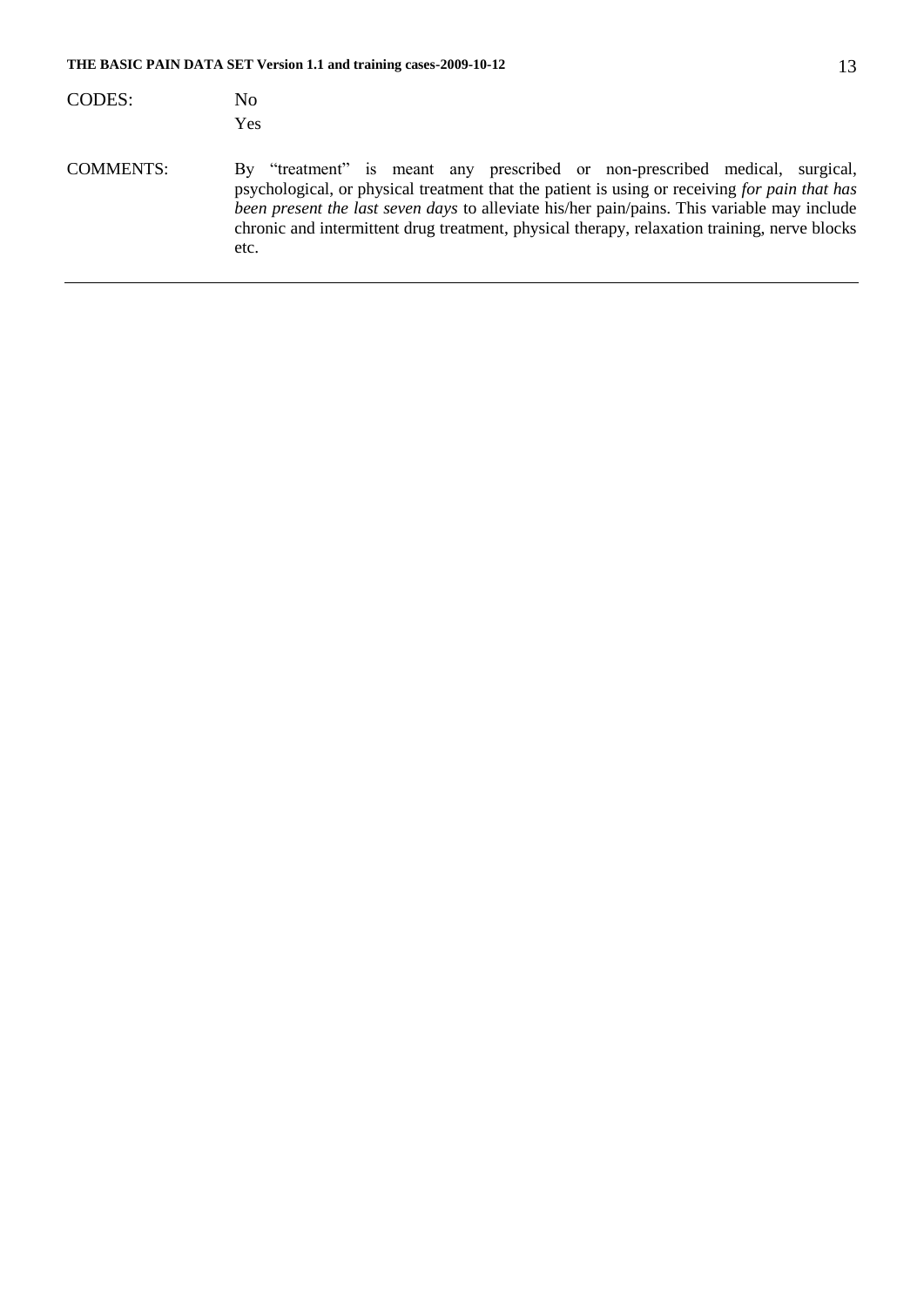CODES: No
Yes

COMMENTS: By "treatment" is meant any prescribed or non-prescribed medical, surgical, psychological, or physical treatment that the patient is using or receiving *for pain that has been present the last seven days* to alleviate his/her pain/pains. This variable may include chronic and intermittent drug treatment, physical therapy, relaxation training, nerve blocks etc.

---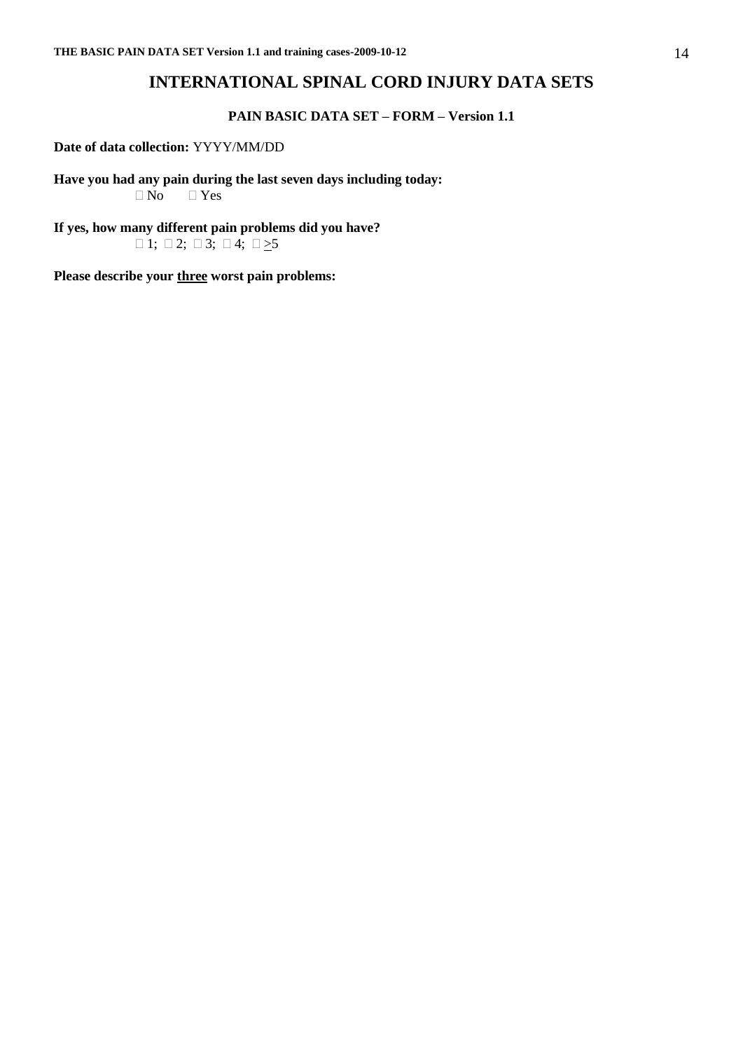# INTERNATIONAL SPINAL CORD INJURY DATA SETS

### PAIN BASIC DATA SET – FORM – Version 1.1

**Date of data collection:** YYYY/MM/DD

**Have you had any pain during the last seven days including today:**

☐ No ☐ Yes

**If yes, how many different pain problems did you have?**

☐ 1; ☐ 2; ☐ 3; ☐ 4; ☐ ≥5

**Please describe your <u>three</u> worst pain problems:**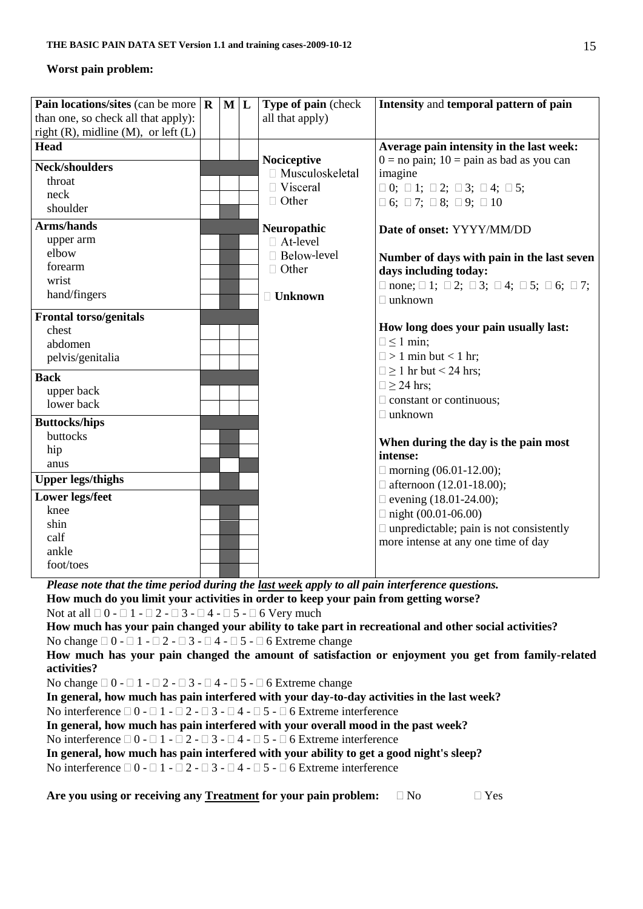**Worst pain problem:**

| Pain locations/sites (can be more than one, so check all that apply): right (R), midline (M), or left (L) | R | M | L | Type of pain (check all that apply) | Intensity and temporal pattern of pain |
|---|---|---|---|---|---|
| **Head** | | | | | **Average pain intensity in the last week:** 0 = no pain; 10 = pain as bad as you can imagine |
| **Neck/shoulders** | | | | **Nociceptive** | □ 0; □ 1; □ 2; □ 3; □ 4; □ 5; □ 6; □ 7; □ 8; □ 9; □ 10 |
| throat | | | | □ Musculoskeletal | |
| neck | | | | □ Visceral | |
| shoulder | | | | □ Other | |
| **Arms/hands** | | | | **Neuropathic** | **Date of onset:** YYYY/MM/DD |
| upper arm | | | | □ At-level | |
| elbow | | | | □ Below-level | **Number of days with pain in the last seven days including today:** |
| forearm | | | | □ Other | □ none; □ 1; □ 2; □ 3; □ 4; □ 5; □ 6; □ 7; □ unknown |
| wrist | | | | | |
| hand/fingers | | | | □ **Unknown** | |
| **Frontal torso/genitals** | | | | | **How long does your pain usually last:** |
| chest | | | | | □ ≤ 1 min; |
| abdomen | | | | | □ > 1 min but < 1 hr; |
| pelvis/genitalia | | | | | □ ≥ 1 hr but < 24 hrs; |
| **Back** | | | | | □ ≥ 24 hrs; |
| upper back | | | | | □ constant or continuous; |
| lower back | | | | | □ unknown |
| **Buttocks/hips** | | | | | |
| buttocks | | | | | **When during the day is the pain most intense:** |
| hip | | | | | □ morning (06.01-12.00); |
| anus | | | | | □ afternoon (12.01-18.00); |
| **Upper legs/thighs** | | | | | □ evening (18.01-24.00); |
| **Lower legs/feet** | | | | | □ night (00.01-06.00) |
| knee | | | | | □ unpredictable; pain is not consistently more intense at any one time of day |
| shin | | | | | |
| calf | | | | | |
| ankle | | | | | |
| foot/toes | | | | | |

***Please note that the time period during the last week apply to all pain interference questions.***

**How much do you limit your activities in order to keep your pain from getting worse?**
Not at all □ 0 - □ 1 - □ 2 - □ 3 - □ 4 - □ 5 - □ 6 Very much

**How much has your pain changed your ability to take part in recreational and other social activities?**
No change □ 0 - □ 1 - □ 2 - □ 3 - □ 4 - □ 5 - □ 6 Extreme change

**How much has your pain changed the amount of satisfaction or enjoyment you get from family-related activities?**
No change □ 0 - □ 1 - □ 2 - □ 3 - □ 4 - □ 5 - □ 6 Extreme change

**In general, how much has pain interfered with your day-to-day activities in the last week?**
No interference □ 0 - □ 1 - □ 2 - □ 3 - □ 4 - □ 5 - □ 6 Extreme interference

**In general, how much has pain interfered with your overall mood in the past week?**
No interference □ 0 - □ 1 - □ 2 - □ 3 - □ 4 - □ 5 - □ 6 Extreme interference

**In general, how much has pain interfered with your ability to get a good night's sleep?**
No interference □ 0 - □ 1 - □ 2 - □ 3 - □ 4 - □ 5 - □ 6 Extreme interference

**Are you using or receiving any Treatment for your pain problem:** □ No □ Yes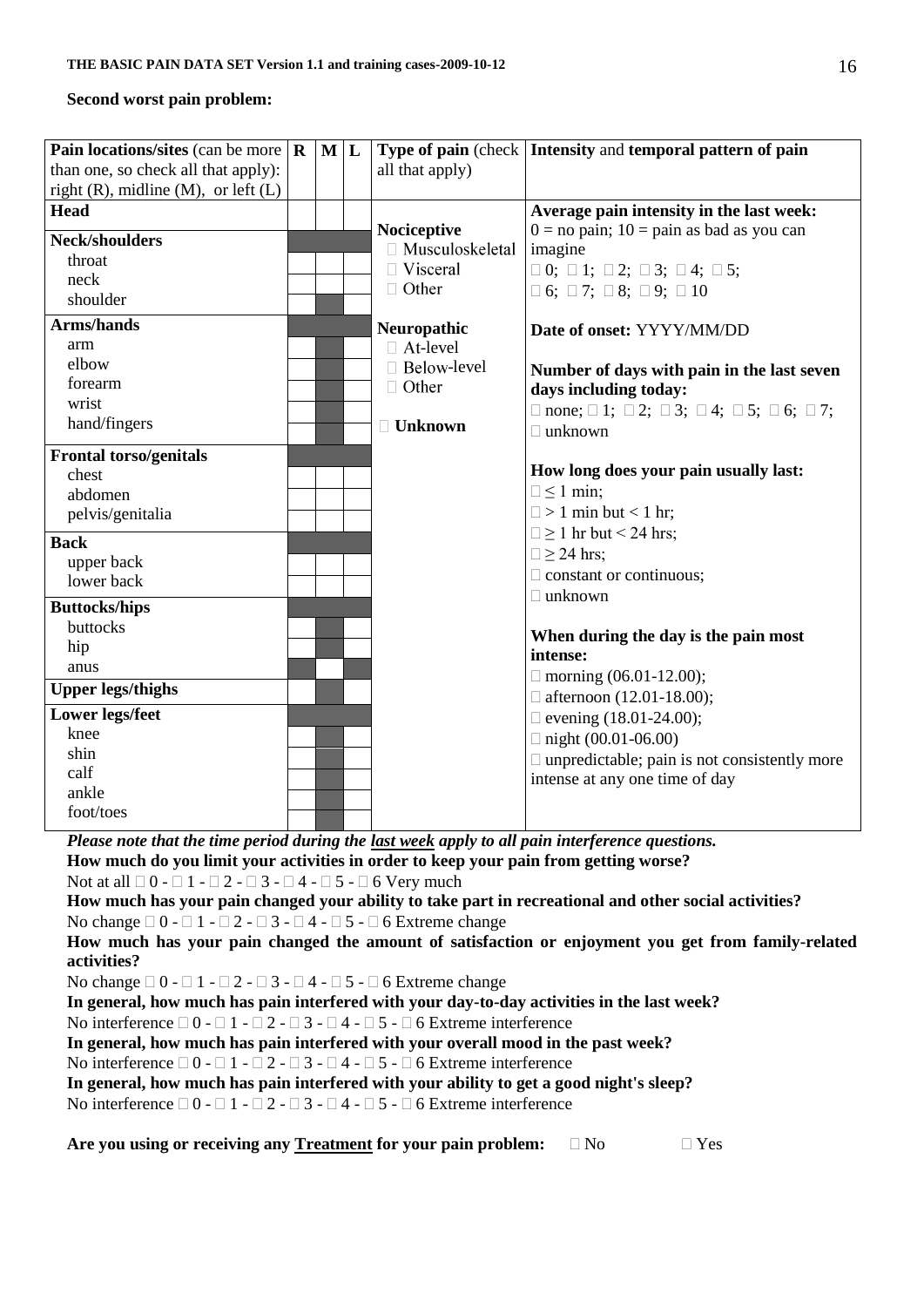**Second worst pain problem:**

| Pain locations/sites (can be more than one, so check all that apply): right (R), midline (M), or left (L) | R | M | L | Type of pain (check all that apply) | Intensity and temporal pattern of pain |
|---|---|---|---|---|---|
| **Head** | | | | **Nociceptive**<br>□ Musculoskeletal<br>□ Visceral<br>□ Other<br><br>**Neuropathic**<br>□ At-level<br>□ Below-level<br>□ Other<br><br>□ **Unknown** | **Average pain intensity in the last week:** 0 = no pain; 10 = pain as bad as you can imagine<br>□ 0; □ 1; □ 2; □ 3; □ 4; □ 5;<br>□ 6; □ 7; □ 8; □ 9; □ 10<br><br>**Date of onset:** YYYY/MM/DD<br><br>**Number of days with pain in the last seven days including today:**<br>□ none; □ 1; □ 2; □ 3; □ 4; □ 5; □ 6; □ 7; □ unknown<br><br>**How long does your pain usually last:**<br>□ ≤ 1 min;<br>□ > 1 min but < 1 hr;<br>□ ≥ 1 hr but < 24 hrs;<br>□ ≥ 24 hrs;<br>□ constant or continuous;<br>□ unknown<br><br>**When during the day is the pain most intense:**<br>□ morning (06.01-12.00);<br>□ afternoon (12.01-18.00);<br>□ evening (18.01-24.00);<br>□ night (00.01-06.00)<br>□ unpredictable; pain is not consistently more intense at any one time of day |
| **Neck/shoulders** | | | | | |
| throat | | | | | |
| neck | | | | | |
| shoulder | | | | | |
| **Arms/hands** | | | | | |
| arm | | | | | |
| elbow | | | | | |
| forearm | | | | | |
| wrist | | | | | |
| hand/fingers | | | | | |
| **Frontal torso/genitals** | | | | | |
| chest | | | | | |
| abdomen | | | | | |
| pelvis/genitalia | | | | | |
| **Back** | | | | | |
| upper back | | | | | |
| lower back | | | | | |
| **Buttocks/hips** | | | | | |
| buttocks | | | | | |
| hip | | | | | |
| anus | | | | | |
| **Upper legs/thighs** | | | | | |
| **Lower legs/feet** | | | | | |
| knee | | | | | |
| shin | | | | | |
| calf | | | | | |
| ankle | | | | | |
| foot/toes | | | | | |

***Please note that the time period during the last week apply to all pain interference questions.***

**How much do you limit your activities in order to keep your pain from getting worse?**

Not at all □ 0 - □ 1 - □ 2 - □ 3 - □ 4 - □ 5 - □ 6 Very much

**How much has your pain changed your ability to take part in recreational and other social activities?**

No change □ 0 - □ 1 - □ 2 - □ 3 - □ 4 - □ 5 - □ 6 Extreme change

**How much has your pain changed the amount of satisfaction or enjoyment you get from family-related activities?**

No change □ 0 - □ 1 - □ 2 - □ 3 - □ 4 - □ 5 - □ 6 Extreme change

**In general, how much has pain interfered with your day-to-day activities in the last week?**

No interference □ 0 - □ 1 - □ 2 - □ 3 - □ 4 - □ 5 - □ 6 Extreme interference

**In general, how much has pain interfered with your overall mood in the past week?**

No interference □ 0 - □ 1 - □ 2 - □ 3 - □ 4 - □ 5 - □ 6 Extreme interference

**In general, how much has pain interfered with your ability to get a good night's sleep?**

No interference □ 0 - □ 1 - □ 2 - □ 3 - □ 4 - □ 5 - □ 6 Extreme interference

**Are you using or receiving any Treatment for your pain problem:** □ No □ Yes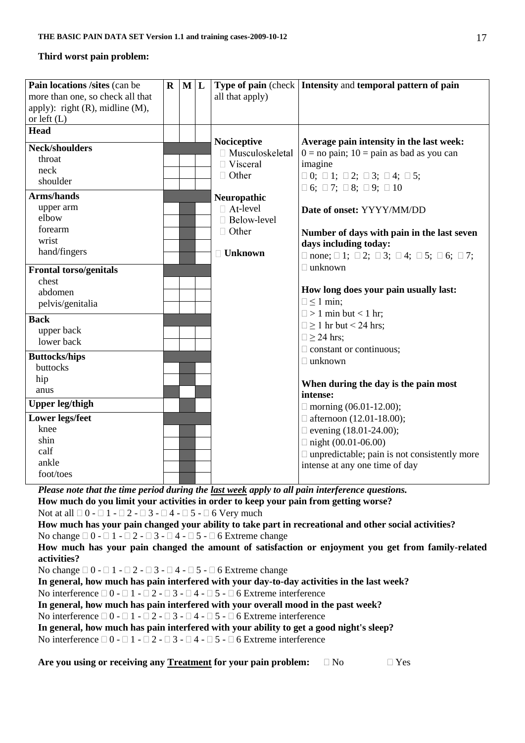**Third worst pain problem:**

| Pain locations /sites (can be more than one, so check all that apply): right (R), midline (M), or left (L) | R | M | L | Type of pain (check all that apply) | Intensity and temporal pattern of pain |
|---|---|---|---|---|---|
| **Head** | | | | **Nociceptive**<br>□ Musculoskeletal<br>□ Visceral<br>□ Other<br><br>**Neuropathic**<br>□ At-level<br>□ Below-level<br>□ Other<br><br>□ **Unknown** | **Average pain intensity in the last week:** 0 = no pain; 10 = pain as bad as you can imagine<br>□ 0; □ 1; □ 2; □ 3; □ 4; □ 5; □ 6; □ 7; □ 8; □ 9; □ 10<br><br>**Date of onset:** YYYY/MM/DD<br><br>**Number of days with pain in the last seven days including today:**<br>□ none; □ 1; □ 2; □ 3; □ 4; □ 5; □ 6; □ 7; □ unknown<br><br>**How long does your pain usually last:**<br>□ ≤ 1 min;<br>□ > 1 min but < 1 hr;<br>□ ≥ 1 hr but < 24 hrs;<br>□ ≥ 24 hrs;<br>□ constant or continuous;<br>□ unknown<br><br>**When during the day is the pain most intense:**<br>□ morning (06.01-12.00);<br>□ afternoon (12.01-18.00);<br>□ evening (18.01-24.00);<br>□ night (00.01-06.00)<br>□ unpredictable; pain is not consistently more intense at any one time of day |
| **Neck/shoulders** | | | | | |
| throat | | | | | |
| neck | | | | | |
| shoulder | | | | | |
| **Arms/hands** | | | | | |
| upper arm | | | | | |
| elbow | | | | | |
| forearm | | | | | |
| wrist | | | | | |
| hand/fingers | | | | | |
| **Frontal torso/genitals** | | | | | |
| chest | | | | | |
| abdomen | | | | | |
| pelvis/genitalia | | | | | |
| **Back** | | | | | |
| upper back | | | | | |
| lower back | | | | | |
| **Buttocks/hips** | | | | | |
| buttocks | | | | | |
| hip | | | | | |
| anus | | | | | |
| **Upper leg/thigh** | | | | | |
| **Lower legs/feet** | | | | | |
| knee | | | | | |
| shin | | | | | |
| calf | | | | | |
| ankle | | | | | |
| foot/toes | | | | | |

***Please note that the time period during the last week apply to all pain interference questions.***

**How much do you limit your activities in order to keep your pain from getting worse?**
Not at all □ 0 - □ 1 - □ 2 - □ 3 - □ 4 - □ 5 - □ 6 Very much

**How much has your pain changed your ability to take part in recreational and other social activities?**
No change □ 0 - □ 1 - □ 2 - □ 3 - □ 4 - □ 5 - □ 6 Extreme change

**How much has your pain changed the amount of satisfaction or enjoyment you get from family-related activities?**
No change □ 0 - □ 1 - □ 2 - □ 3 - □ 4 - □ 5 - □ 6 Extreme change

**In general, how much has pain interfered with your day-to-day activities in the last week?**
No interference □ 0 - □ 1 - □ 2 - □ 3 - □ 4 - □ 5 - □ 6 Extreme interference

**In general, how much has pain interfered with your overall mood in the past week?**
No interference □ 0 - □ 1 - □ 2 - □ 3 - □ 4 - □ 5 - □ 6 Extreme interference

**In general, how much has pain interfered with your ability to get a good night's sleep?**
No interference □ 0 - □ 1 - □ 2 - □ 3 - □ 4 - □ 5 - □ 6 Extreme interference

**Are you using or receiving any Treatment for your pain problem:** □ No □ Yes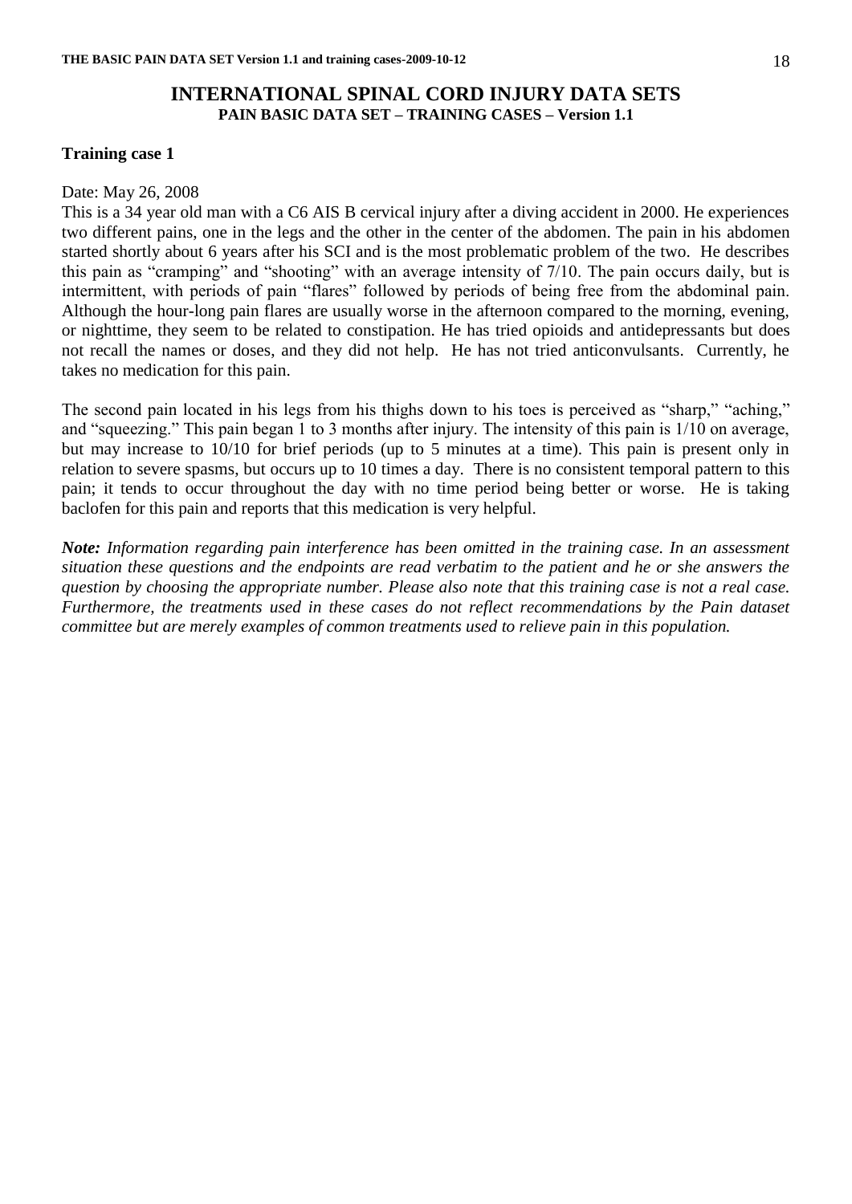# INTERNATIONAL SPINAL CORD INJURY DATA SETS

## PAIN BASIC DATA SET – TRAINING CASES – Version 1.1

### Training case 1

Date: May 26, 2008

This is a 34 year old man with a C6 AIS B cervical injury after a diving accident in 2000. He experiences two different pains, one in the legs and the other in the center of the abdomen. The pain in his abdomen started shortly about 6 years after his SCI and is the most problematic problem of the two. He describes this pain as "cramping" and "shooting" with an average intensity of 7/10. The pain occurs daily, but is intermittent, with periods of pain "flares" followed by periods of being free from the abdominal pain. Although the hour-long pain flares are usually worse in the afternoon compared to the morning, evening, or nighttime, they seem to be related to constipation. He has tried opioids and antidepressants but does not recall the names or doses, and they did not help. He has not tried anticonvulsants. Currently, he takes no medication for this pain.

The second pain located in his legs from his thighs down to his toes is perceived as "sharp," "aching," and "squeezing." This pain began 1 to 3 months after injury. The intensity of this pain is 1/10 on average, but may increase to 10/10 for brief periods (up to 5 minutes at a time). This pain is present only in relation to severe spasms, but occurs up to 10 times a day. There is no consistent temporal pattern to this pain; it tends to occur throughout the day with no time period being better or worse. He is taking baclofen for this pain and reports that this medication is very helpful.

***Note:*** *Information regarding pain interference has been omitted in the training case. In an assessment situation these questions and the endpoints are read verbatim to the patient and he or she answers the question by choosing the appropriate number. Please also note that this training case is not a real case. Furthermore, the treatments used in these cases do not reflect recommendations by the Pain dataset committee but are merely examples of common treatments used to relieve pain in this population.*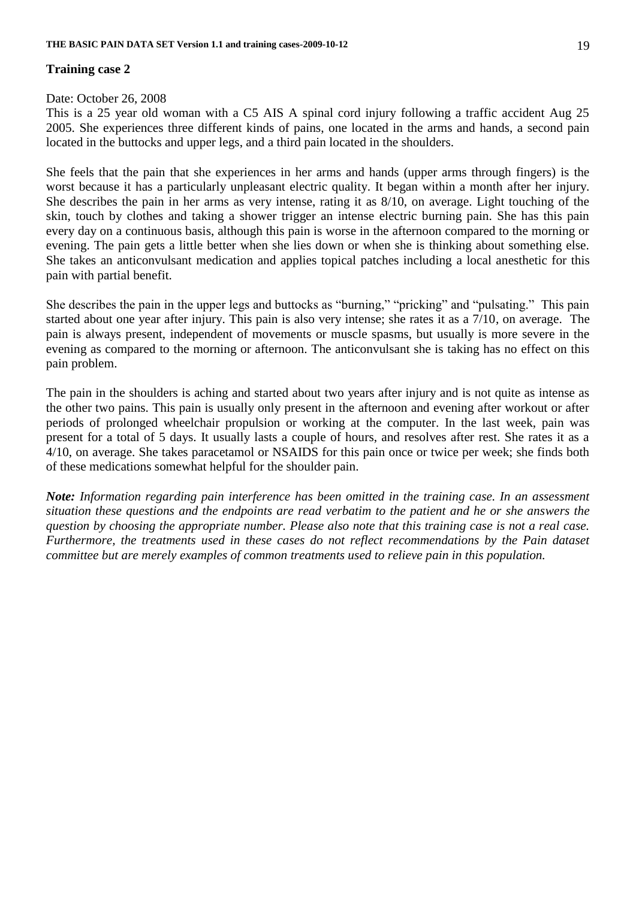## Training case 2

Date: October 26, 2008

This is a 25 year old woman with a C5 AIS A spinal cord injury following a traffic accident Aug 25 2005. She experiences three different kinds of pains, one located in the arms and hands, a second pain located in the buttocks and upper legs, and a third pain located in the shoulders.

She feels that the pain that she experiences in her arms and hands (upper arms through fingers) is the worst because it has a particularly unpleasant electric quality. It began within a month after her injury. She describes the pain in her arms as very intense, rating it as 8/10, on average. Light touching of the skin, touch by clothes and taking a shower trigger an intense electric burning pain. She has this pain every day on a continuous basis, although this pain is worse in the afternoon compared to the morning or evening. The pain gets a little better when she lies down or when she is thinking about something else. She takes an anticonvulsant medication and applies topical patches including a local anesthetic for this pain with partial benefit.

She describes the pain in the upper legs and buttocks as "burning," "pricking" and "pulsating." This pain started about one year after injury. This pain is also very intense; she rates it as a 7/10, on average. The pain is always present, independent of movements or muscle spasms, but usually is more severe in the evening as compared to the morning or afternoon. The anticonvulsant she is taking has no effect on this pain problem.

The pain in the shoulders is aching and started about two years after injury and is not quite as intense as the other two pains. This pain is usually only present in the afternoon and evening after workout or after periods of prolonged wheelchair propulsion or working at the computer. In the last week, pain was present for a total of 5 days. It usually lasts a couple of hours, and resolves after rest. She rates it as a 4/10, on average. She takes paracetamol or NSAIDS for this pain once or twice per week; she finds both of these medications somewhat helpful for the shoulder pain.

***Note:*** *Information regarding pain interference has been omitted in the training case. In an assessment situation these questions and the endpoints are read verbatim to the patient and he or she answers the question by choosing the appropriate number. Please also note that this training case is not a real case. Furthermore, the treatments used in these cases do not reflect recommendations by the Pain dataset committee but are merely examples of common treatments used to relieve pain in this population.*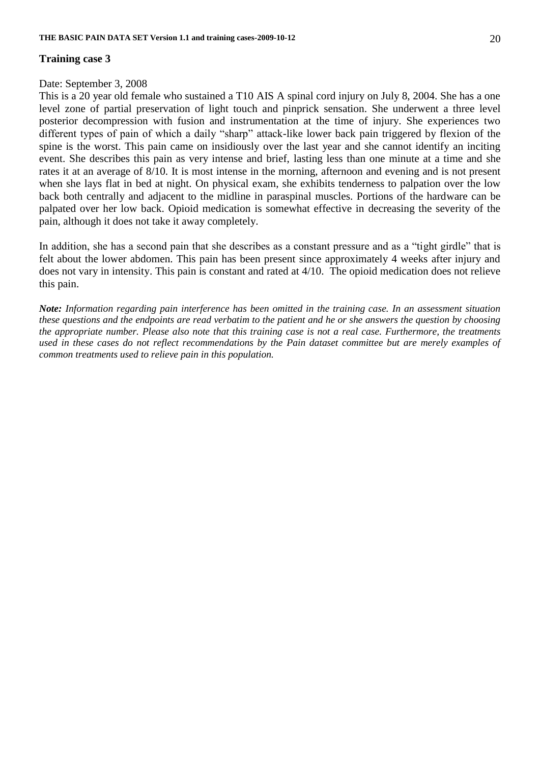## Training case 3

Date: September 3, 2008

This is a 20 year old female who sustained a T10 AIS A spinal cord injury on July 8, 2004. She has a one level zone of partial preservation of light touch and pinprick sensation. She underwent a three level posterior decompression with fusion and instrumentation at the time of injury. She experiences two different types of pain of which a daily "sharp" attack-like lower back pain triggered by flexion of the spine is the worst. This pain came on insidiously over the last year and she cannot identify an inciting event. She describes this pain as very intense and brief, lasting less than one minute at a time and she rates it at an average of 8/10. It is most intense in the morning, afternoon and evening and is not present when she lays flat in bed at night. On physical exam, she exhibits tenderness to palpation over the low back both centrally and adjacent to the midline in paraspinal muscles. Portions of the hardware can be palpated over her low back. Opioid medication is somewhat effective in decreasing the severity of the pain, although it does not take it away completely.

In addition, she has a second pain that she describes as a constant pressure and as a "tight girdle" that is felt about the lower abdomen. This pain has been present since approximately 4 weeks after injury and does not vary in intensity. This pain is constant and rated at 4/10. The opioid medication does not relieve this pain.

***Note:*** *Information regarding pain interference has been omitted in the training case. In an assessment situation these questions and the endpoints are read verbatim to the patient and he or she answers the question by choosing the appropriate number. Please also note that this training case is not a real case. Furthermore, the treatments used in these cases do not reflect recommendations by the Pain dataset committee but are merely examples of common treatments used to relieve pain in this population.*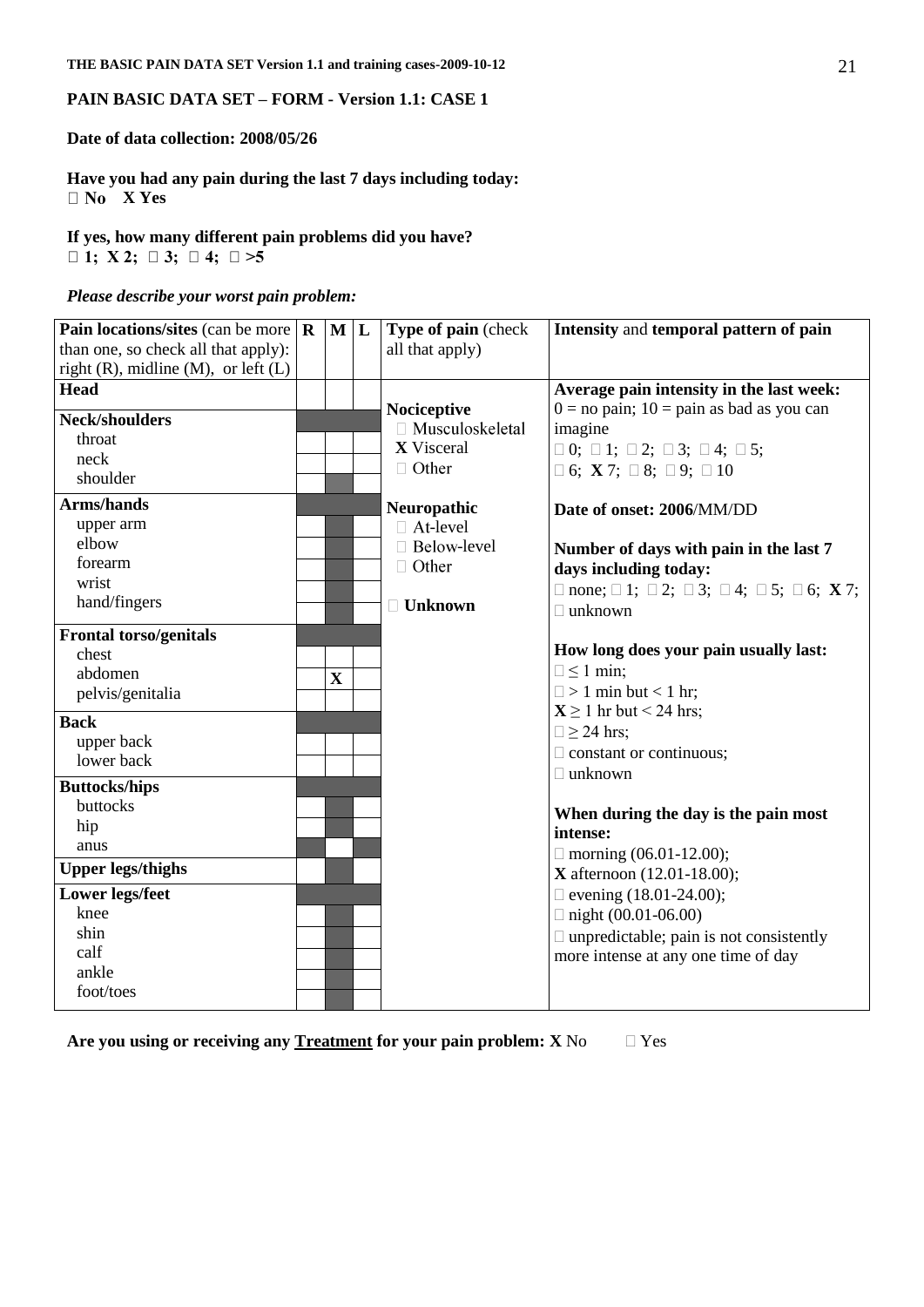**PAIN BASIC DATA SET – FORM - Version 1.1: CASE 1**

**Date of data collection: 2008/05/26**

**Have you had any pain during the last 7 days including today:**
**☐ No X Yes**

**If yes, how many different pain problems did you have?**
**☐ 1; X 2; ☐ 3; ☐ 4; ☐ >5**

***Please describe your worst pain problem:***

| Pain locations/sites (can be more than one, so check all that apply): right (R), midline (M), or left (L) | R | M | L | Type of pain (check all that apply) | Intensity and temporal pattern of pain |
|---|---|---|---|---|---|
| **Head** | | | | **Nociceptive**<br>☐ Musculoskeletal<br>**X** Visceral<br>☐ Other<br><br>**Neuropathic**<br>☐ At-level<br>☐ Below-level<br>☐ Other<br><br>☐ **Unknown** | **Average pain intensity in the last week:** 0 = no pain; 10 = pain as bad as you can imagine<br>☐ 0; ☐ 1; ☐ 2; ☐ 3; ☐ 4; ☐ 5; ☐ 6; **X** 7; ☐ 8; ☐ 9; ☐ 10<br><br>**Date of onset: 2006**/MM/DD<br><br>**Number of days with pain in the last 7 days including today:**<br>☐ none; ☐ 1; ☐ 2; ☐ 3; ☐ 4; ☐ 5; ☐ 6; **X** 7; ☐ unknown<br><br>**How long does your pain usually last:**<br>☐ ≤ 1 min;<br>☐ > 1 min but < 1 hr;<br>**X** ≥ 1 hr but < 24 hrs;<br>☐ ≥ 24 hrs;<br>☐ constant or continuous;<br>☐ unknown<br><br>**When during the day is the pain most intense:**<br>☐ morning (06.01-12.00);<br>**X** afternoon (12.01-18.00);<br>☐ evening (18.01-24.00);<br>☐ night (00.01-06.00)<br>☐ unpredictable; pain is not consistently more intense at any one time of day |
| **Neck/shoulders** | | | | | |
| throat | | | | | |
| neck | | | | | |
| shoulder | | | | | |
| **Arms/hands** | | | | | |
| upper arm | | | | | |
| elbow | | | | | |
| forearm | | | | | |
| wrist | | | | | |
| hand/fingers | | | | | |
| **Frontal torso/genitals** | | | | | |
| chest | | | | | |
| abdomen | | X | | | |
| pelvis/genitalia | | | | | |
| **Back** | | | | | |
| upper back | | | | | |
| lower back | | | | | |
| **Buttocks/hips** | | | | | |
| buttocks | | | | | |
| hip | | | | | |
| anus | | | | | |
| **Upper legs/thighs** | | | | | |
| **Lower legs/feet** | | | | | |
| knee | | | | | |
| shin | | | | | |
| calf | | | | | |
| ankle | | | | | |
| foot/toes | | | | | |

**Are you using or receiving any <u>Treatment</u> for your pain problem: X** No ☐ Yes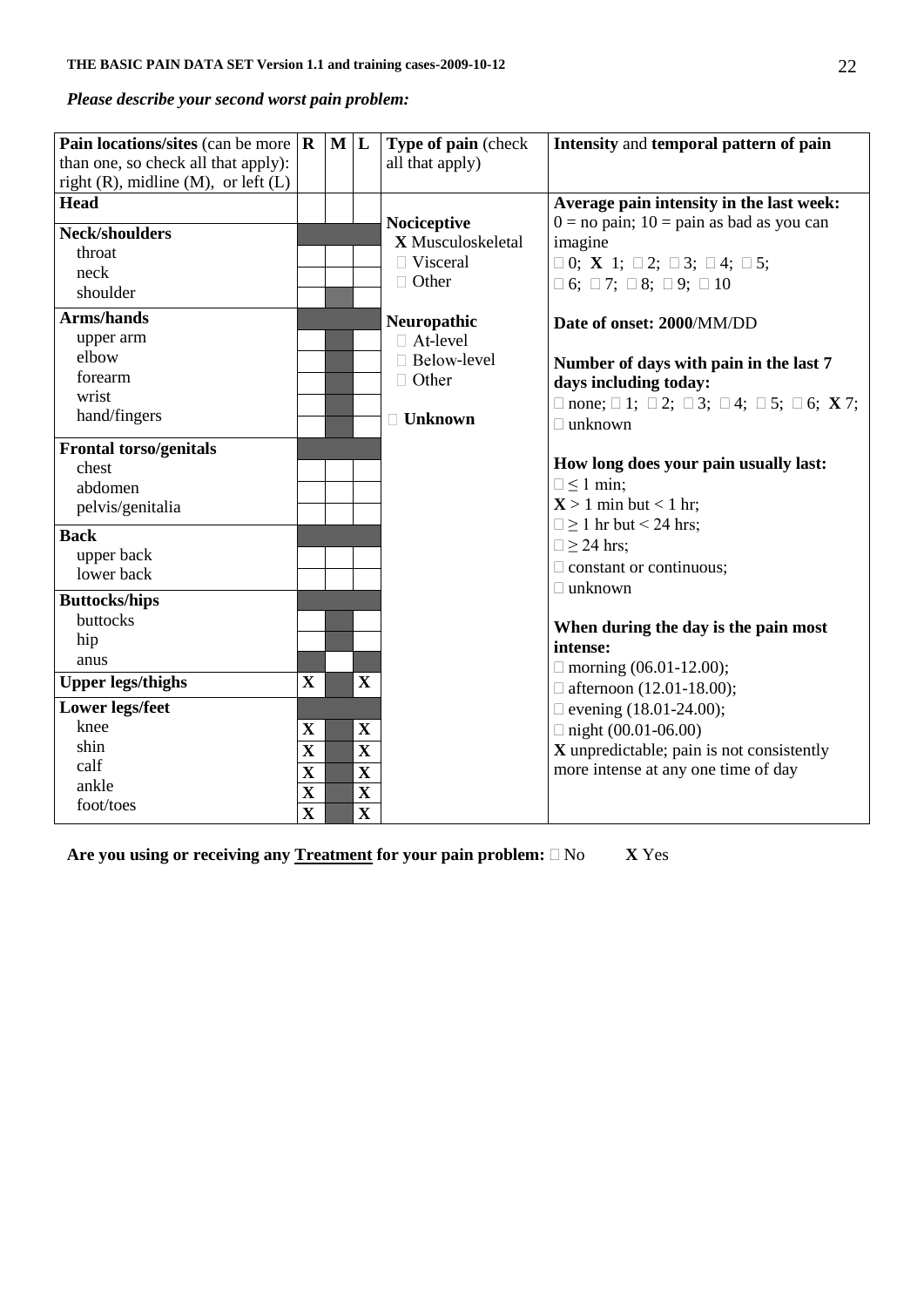*Please describe your second worst pain problem:*

| Pain locations/sites (can be more than one, so check all that apply): right (R), midline (M), or left (L) | R | M | L | Type of pain (check all that apply) | Intensity and temporal pattern of pain |
|---|---|---|---|---|---|
| **Head** | | | | **Nociceptive**<br>X Musculoskeletal<br>□ Visceral<br>□ Other<br><br>**Neuropathic**<br>□ At-level<br>□ Below-level<br>□ Other<br><br>□ **Unknown** | **Average pain intensity in the last week:**<br>0 = no pain; 10 = pain as bad as you can imagine<br>□ 0; **X** 1; □ 2; □ 3; □ 4; □ 5;<br>□ 6; □ 7; □ 8; □ 9; □ 10<br><br>**Date of onset: 2000**/MM/DD<br><br>**Number of days with pain in the last 7 days including today:**<br>□ none; □ 1; □ 2; □ 3; □ 4; □ 5; □ 6; **X** 7; □ unknown<br><br>**How long does your pain usually last:**<br>□ ≤ 1 min;<br>**X** > 1 min but < 1 hr;<br>□ ≥ 1 hr but < 24 hrs;<br>□ ≥ 24 hrs;<br>□ constant or continuous;<br>□ unknown<br><br>**When during the day is the pain most intense:**<br>□ morning (06.01-12.00);<br>□ afternoon (12.01-18.00);<br>□ evening (18.01-24.00);<br>□ night (00.01-06.00)<br>**X** unpredictable; pain is not consistently more intense at any one time of day |
| **Neck/shoulders** | | | | | |
| throat | | | | | |
| neck | | | | | |
| shoulder | | | | | |
| **Arms/hands** | | | | | |
| upper arm | | | | | |
| elbow | | | | | |
| forearm | | | | | |
| wrist | | | | | |
| hand/fingers | | | | | |
| **Frontal torso/genitals** | | | | | |
| chest | | | | | |
| abdomen | | | | | |
| pelvis/genitalia | | | | | |
| **Back** | | | | | |
| upper back | | | | | |
| lower back | | | | | |
| **Buttocks/hips** | | | | | |
| buttocks | | | | | |
| hip | | | | | |
| anus | | | | | |
| **Upper legs/thighs** | **X** | | **X** | | |
| **Lower legs/feet** | | | | | |
| knee | **X** | | **X** | | |
| shin | **X** | | **X** | | |
| calf | **X** | | **X** | | |
| ankle | **X** | | **X** | | |
| foot/toes | **X** | | **X** | | |

**Are you using or receiving any Treatment for your pain problem:** □ No **X** Yes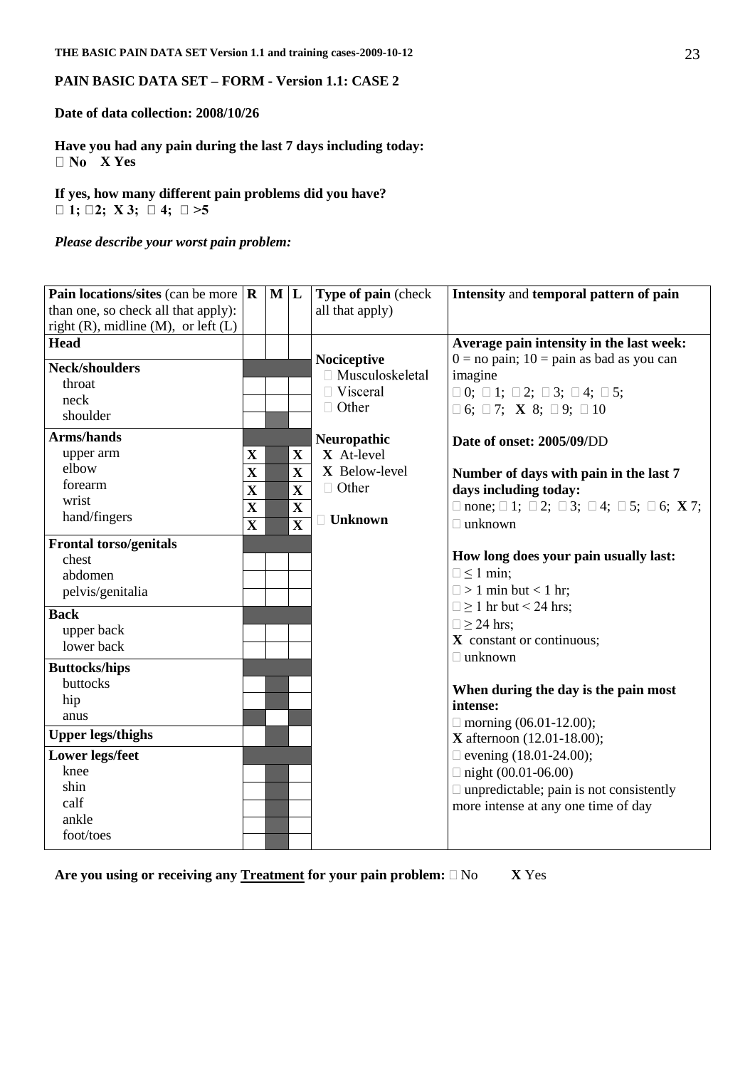**PAIN BASIC DATA SET – FORM - Version 1.1: CASE 2**

**Date of data collection: 2008/10/26**

**Have you had any pain during the last 7 days including today:**
**□ No X Yes**

**If yes, how many different pain problems did you have?**
**□ 1; □2; X 3; □ 4; □ >5**

***Please describe your worst pain problem:***

| **Pain locations/sites** (can be more than one, so check all that apply): right (R), midline (M), or left (L) | **R** | **M** | **L** | **Type of pain** (check all that apply) | **Intensity** and **temporal pattern of pain** |
|---|---|---|---|---|---|
| **Head** | | | | **Nociceptive** □ Musculoskeletal □ Visceral □ Other | **Average pain intensity in the last week:** 0 = no pain; 10 = pain as bad as you can imagine □ 0; □ 1; □ 2; □ 3; □ 4; □ 5; □ 6; □ 7; **X** 8; □ 9; □ 10 |
| **Neck/shoulders** | | | | | |
| throat | | | | | |
| neck | | | | | |
| shoulder | | | | | |
| **Arms/hands** | | | | **Neuropathic** X At-level X Below-level □ Other | **Date of onset: 2005/09/**DD |
| upper arm | X | | X | | |
| elbow | X | | X | | **Number of days with pain in the last 7 days including today:** □ none; □ 1; □ 2; □ 3; □ 4; □ 5; □ 6; **X** 7; □ unknown |
| forearm | X | | X | | |
| wrist | X | | X | | |
| hand/fingers | X | | X | □ **Unknown** | |
| **Frontal torso/genitals** | | | | | **How long does your pain usually last:** □ ≤ 1 min; □ > 1 min but < 1 hr; □ ≥ 1 hr but < 24 hrs; □ ≥ 24 hrs; **X** constant or continuous; □ unknown |
| chest | | | | | |
| abdomen | | | | | |
| pelvis/genitalia | | | | | |
| **Back** | | | | | |
| upper back | | | | | |
| lower back | | | | | |
| **Buttocks/hips** | | | | | **When during the day is the pain most intense:** □ morning (06.01-12.00); **X** afternoon (12.01-18.00); □ evening (18.01-24.00); □ night (00.01-06.00) □ unpredictable; pain is not consistently more intense at any one time of day |
| buttocks | | | | | |
| hip | | | | | |
| anus | | | | | |
| **Upper legs/thighs** | | | | | |
| **Lower legs/feet** | | | | | |
| knee | | | | | |
| shin | | | | | |
| calf | | | | | |
| ankle | | | | | |
| foot/toes | | | | | |

**Are you using or receiving any <u>Treatment</u> for your pain problem:** □ No **X** Yes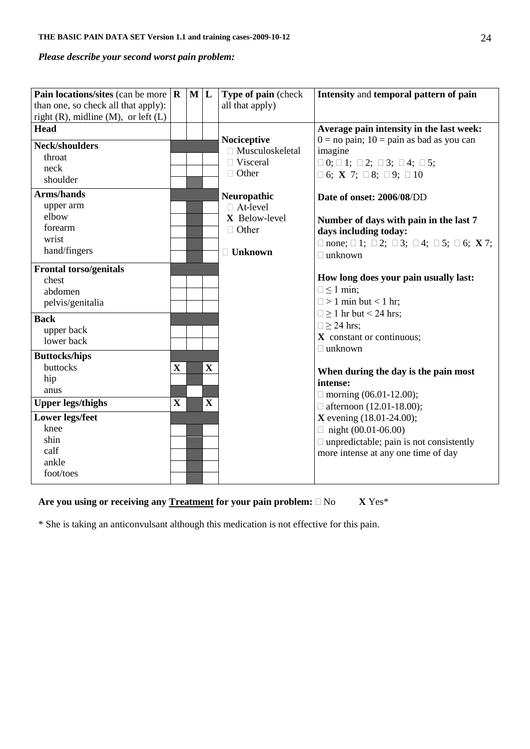*Please describe your second worst pain problem:*

| Pain locations/sites (can be more than one, so check all that apply): right (R), midline (M), or left (L) | R | M | L | Type of pain (check all that apply) | Intensity and temporal pattern of pain |
|---|---|---|---|---|---|
| **Head** | | | | **Nociceptive**<br>□ Musculoskeletal<br>□ Visceral<br>□ Other | **Average pain intensity in the last week:** 0 = no pain; 10 = pain as bad as you can imagine<br>□ 0; □ 1; □ 2; □ 3; □ 4; □ 5;<br>□ 6; **X** 7; □ 8; □ 9; □ 10 |
| **Neck/shoulders** | | | | | |
| throat | | | | | |
| neck | | | | | |
| shoulder | | | | | |
| **Arms/hands** | | | | **Neuropathic**<br>□ At-level<br>**X** Below-level<br>□ Other | **Date of onset: 2006**/**08**/DD |
| upper arm | | | | | |
| elbow | | | | | **Number of days with pain in the last 7 days including today:**<br>□ none; □ 1; □ 2; □ 3; □ 4; □ 5; □ 6; **X** 7; □ unknown |
| forearm | | | | | |
| wrist | | | | | |
| hand/fingers | | | | □ **Unknown** | |
| **Frontal torso/genitals** | | | | | |
| chest | | | | | **How long does your pain usually last:**<br>□ ≤ 1 min;<br>□ > 1 min but < 1 hr;<br>□ ≥ 1 hr but < 24 hrs;<br>□ ≥ 24 hrs;<br>**X** constant or continuous;<br>□ unknown |
| abdomen | | | | | |
| pelvis/genitalia | | | | | |
| **Back** | | | | | |
| upper back | | | | | |
| lower back | | | | | |
| **Buttocks/hips** | | | | | |
| buttocks | **X** | | **X** | | **When during the day is the pain most intense:**<br>□ morning (06.01-12.00);<br>□ afternoon (12.01-18.00);<br>**X** evening (18.01-24.00);<br>□ night (00.01-06.00)<br>□ unpredictable; pain is not consistently more intense at any one time of day |
| hip | | | | | |
| anus | | | | | |
| **Upper legs/thighs** | **X** | | **X** | | |
| **Lower legs/feet** | | | | | |
| knee | | | | | |
| shin | | | | | |
| calf | | | | | |
| ankle | | | | | |
| foot/toes | | | | | |

**Are you using or receiving any <u>Treatment</u> for your pain problem:** □ No **X** Yes*

\* She is taking an anticonvulsant although this medication is not effective for this pain.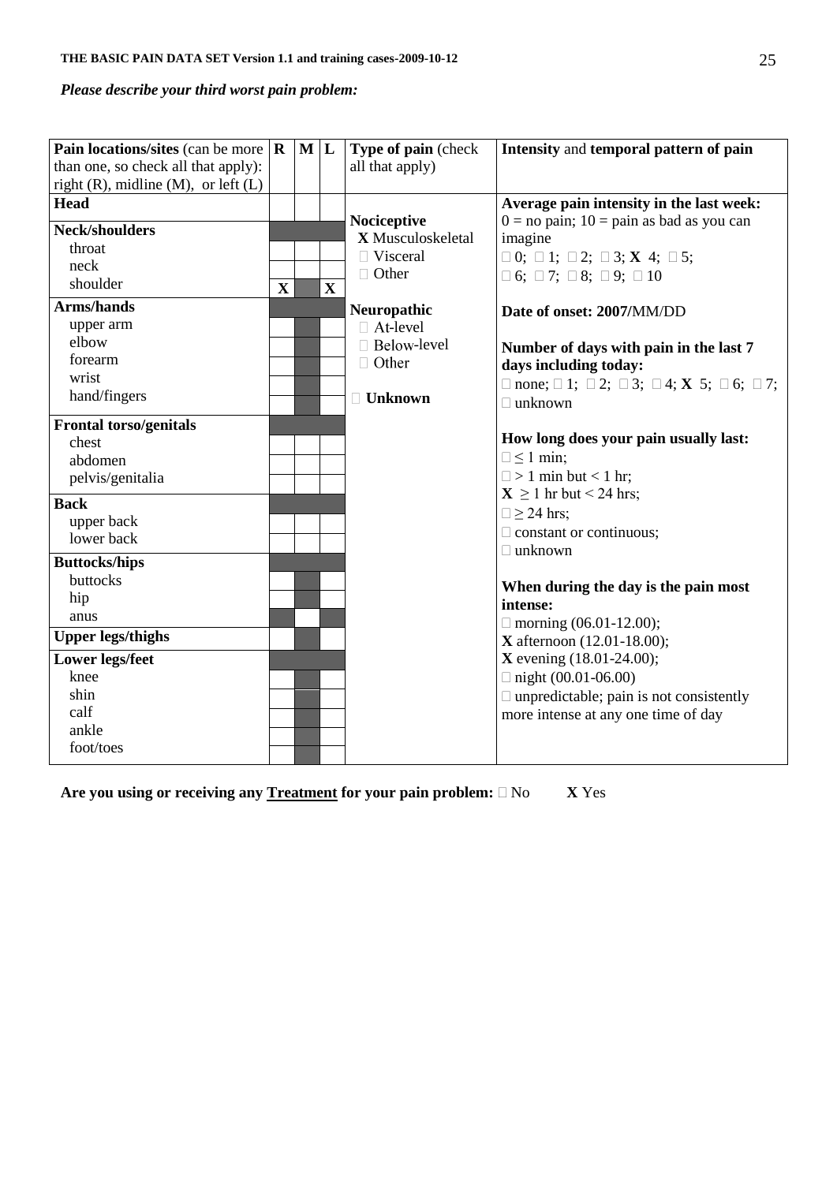*Please describe your third worst pain problem:*

| Pain locations/sites (can be more than one, so check all that apply): right (R), midline (M), or left (L) | R | M | L | Type of pain (check all that apply) | Intensity and temporal pattern of pain |
|---|---|---|---|---|---|
| **Head** | | | | | **Average pain intensity in the last week:** 0 = no pain; 10 = pain as bad as you can imagine |
| **Neck/shoulders** | | | | **Nociceptive** | □ 0; □ 1; □ 2; □ 3; **X** 4; □ 5; |
| throat | | | | **X** Musculoskeletal | □ 6; □ 7; □ 8; □ 9; □ 10 |
| neck | | | | □ Visceral | |
| shoulder | X | | X | □ Other | **Date of onset: 2007/**MM/DD |
| **Arms/hands** | | | | **Neuropathic** | |
| upper arm | | | | □ At-level | **Number of days with pain in the last 7 days including today:** |
| elbow | | | | □ Below-level | □ none; □ 1; □ 2; □ 3; □ 4; **X** 5; □ 6; □ 7; □ unknown |
| forearm | | | | □ Other | |
| wrist | | | | | **How long does your pain usually last:** |
| hand/fingers | | | | □ **Unknown** | □ ≤ 1 min; |
| **Frontal torso/genitals** | | | | | □ > 1 min but < 1 hr; |
| chest | | | | | **X** ≥ 1 hr but < 24 hrs; |
| abdomen | | | | | □ ≥ 24 hrs; |
| pelvis/genitalia | | | | | □ constant or continuous; |
| **Back** | | | | | □ unknown |
| upper back | | | | | |
| lower back | | | | | **When during the day is the pain most intense:** |
| **Buttocks/hips** | | | | | □ morning (06.01-12.00); |
| buttocks | | | | | **X** afternoon (12.01-18.00); |
| hip | | | | | **X** evening (18.01-24.00); |
| anus | | | | | □ night (00.01-06.00) |
| **Upper legs/thighs** | | | | | □ unpredictable; pain is not consistently more intense at any one time of day |
| **Lower legs/feet** | | | | | |
| knee | | | | | |
| shin | | | | | |
| calf | | | | | |
| ankle | | | | | |
| foot/toes | | | | | |

**Are you using or receiving any <u>Treatment</u> for your pain problem:** □ No **X** Yes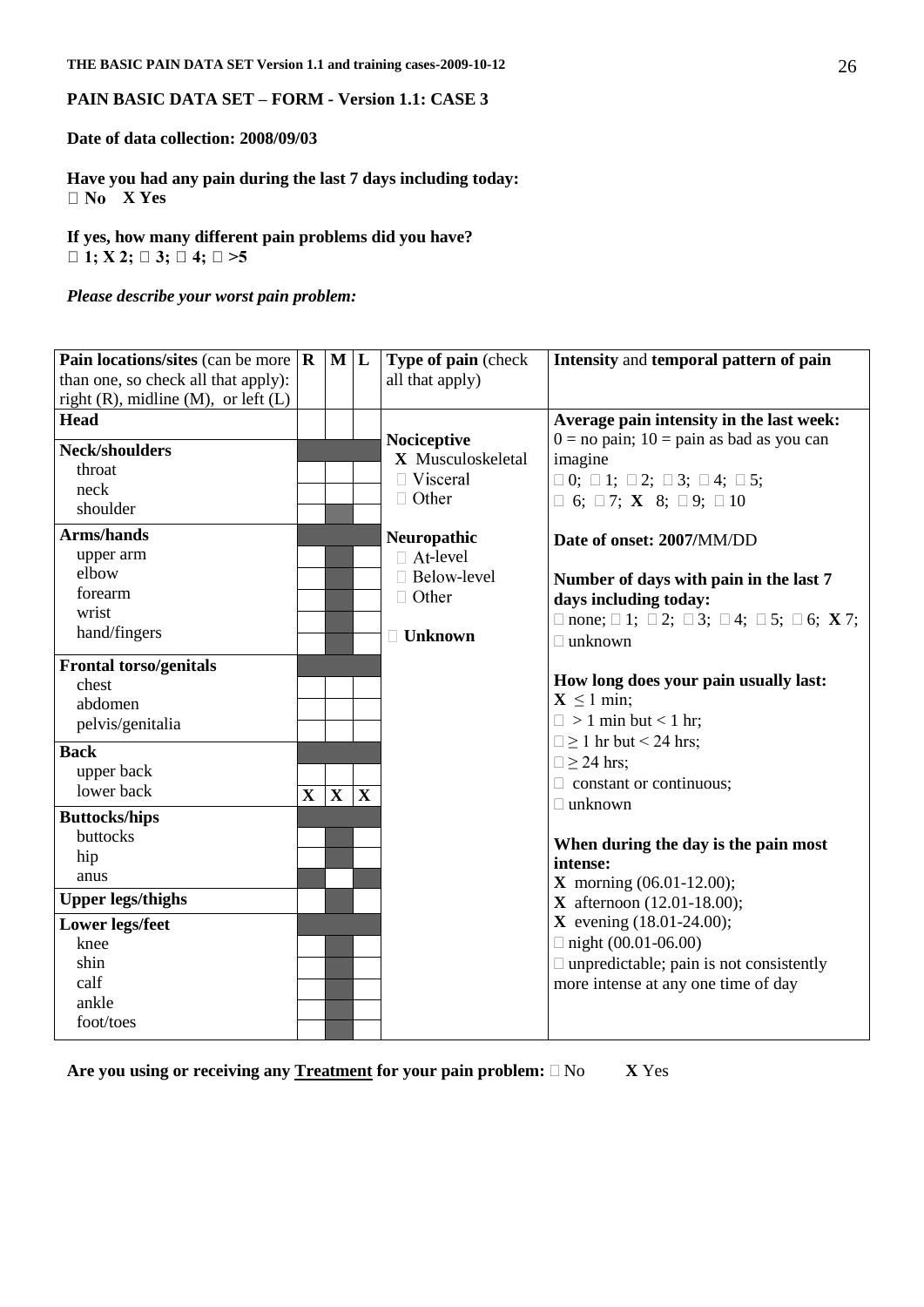**PAIN BASIC DATA SET – FORM - Version 1.1: CASE 3**

**Date of data collection: 2008/09/03**

**Have you had any pain during the last 7 days including today:**
**□ No X Yes**

**If yes, how many different pain problems did you have?**
**□ 1; X 2; □ 3; □ 4; □ >5**

***Please describe your worst pain problem:***

| Pain locations/sites (can be more than one, so check all that apply): right (R), midline (M), or left (L) | R | M | L | Type of pain (check all that apply) | Intensity and temporal pattern of pain |
|---|---|---|---|---|---|
| **Head** | | | | **Nociceptive** X Musculoskeletal □ Visceral □ Other | **Average pain intensity in the last week:** 0 = no pain; 10 = pain as bad as you can imagine □ 0; □ 1; □ 2; □ 3; □ 4; □ 5; □ 6; □ 7; **X** 8; □ 9; □ 10 |
| **Neck/shoulders** | | | | | |
| throat | | | | | |
| neck | | | | | |
| shoulder | | | | | |
| **Arms/hands** | | | | **Neuropathic** □ At-level □ Below-level □ Other | **Date of onset: 2007/**MM/DD |
| upper arm | | | | | |
| elbow | | | | | **Number of days with pain in the last 7 days including today:** □ none; □ 1; □ 2; □ 3; □ 4; □ 5; □ 6; **X** 7; □ unknown |
| forearm | | | | | |
| wrist | | | | | |
| hand/fingers | | | | □ **Unknown** | |
| **Frontal torso/genitals** | | | | | |
| chest | | | | | **How long does your pain usually last:** **X** ≤ 1 min; □ > 1 min but < 1 hr; □ ≥ 1 hr but < 24 hrs; □ ≥ 24 hrs; □ constant or continuous; □ unknown |
| abdomen | | | | | |
| pelvis/genitalia | | | | | |
| **Back** | | | | | |
| upper back | | | | | |
| lower back | X | X | X | | |
| **Buttocks/hips** | | | | | |
| buttocks | | | | | **When during the day is the pain most intense:** **X** morning (06.01-12.00); **X** afternoon (12.01-18.00); **X** evening (18.01-24.00); □ night (00.01-06.00) □ unpredictable; pain is not consistently more intense at any one time of day |
| hip | | | | | |
| anus | | | | | |
| **Upper legs/thighs** | | | | | |
| **Lower legs/feet** | | | | | |
| knee | | | | | |
| shin | | | | | |
| calf | | | | | |
| ankle | | | | | |
| foot/toes | | | | | |

**Are you using or receiving any Treatment for your pain problem:** □ No **X** Yes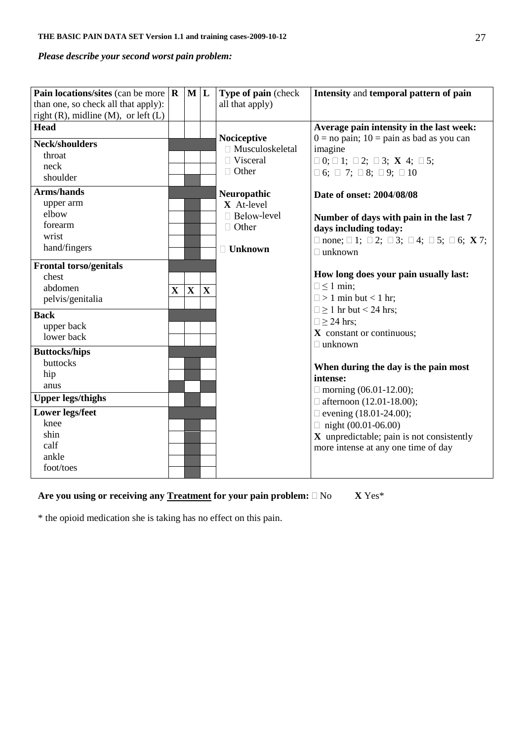*Please describe your second worst pain problem:*

| Pain locations/sites (can be more than one, so check all that apply): right (R), midline (M), or left (L) | R | M | L | Type of pain (check all that apply) | Intensity and temporal pattern of pain |
|---|---|---|---|---|---|
| **Head** | | | | **Nociceptive**<br>□ Musculoskeletal<br>□ Visceral<br>□ Other | **Average pain intensity in the last week:**<br>0 = no pain; 10 = pain as bad as you can imagine<br>□ 0; □ 1; □ 2; □ 3; **X** 4; □ 5;<br>□ 6; □ 7; □ 8; □ 9; □ 10 |
| **Neck/shoulders** | | | | | |
| throat | | | | | |
| neck | | | | | |
| shoulder | | | | | |
| **Arms/hands** | | | | **Neuropathic**<br>**X** At-level<br>□ Below-level<br>□ Other<br><br>□ **Unknown** | **Date of onset: 2004/08/08**<br><br>**Number of days with pain in the last 7 days including today:**<br>□ none; □ 1; □ 2; □ 3; □ 4; □ 5; □ 6; **X** 7; □ unknown |
| upper arm | | | | | |
| elbow | | | | | |
| forearm | | | | | |
| wrist | | | | | |
| hand/fingers | | | | | |
| **Frontal torso/genitals** | | | | | **How long does your pain usually last:**<br>□ ≤ 1 min;<br>□ > 1 min but < 1 hr;<br>□ ≥ 1 hr but < 24 hrs;<br>□ ≥ 24 hrs;<br>**X** constant or continuous;<br>□ unknown |
| chest | | | | | |
| abdomen | **X** | **X** | **X** | | |
| pelvis/genitalia | | | | | |
| **Back** | | | | | |
| upper back | | | | | |
| lower back | | | | | |
| **Buttocks/hips** | | | | | **When during the day is the pain most intense:**<br>□ morning (06.01-12.00);<br>□ afternoon (12.01-18.00);<br>□ evening (18.01-24.00);<br>□ night (00.01-06.00)<br>**X** unpredictable; pain is not consistently more intense at any one time of day |
| buttocks | | | | | |
| hip | | | | | |
| anus | | | | | |
| **Upper legs/thighs** | | | | | |
| **Lower legs/feet** | | | | | |
| knee | | | | | |
| shin | | | | | |
| calf | | | | | |
| ankle | | | | | |
| foot/toes | | | | | |

**Are you using or receiving any Treatment for your pain problem:** □ No **X** Yes*

* the opioid medication she is taking has no effect on this pain.